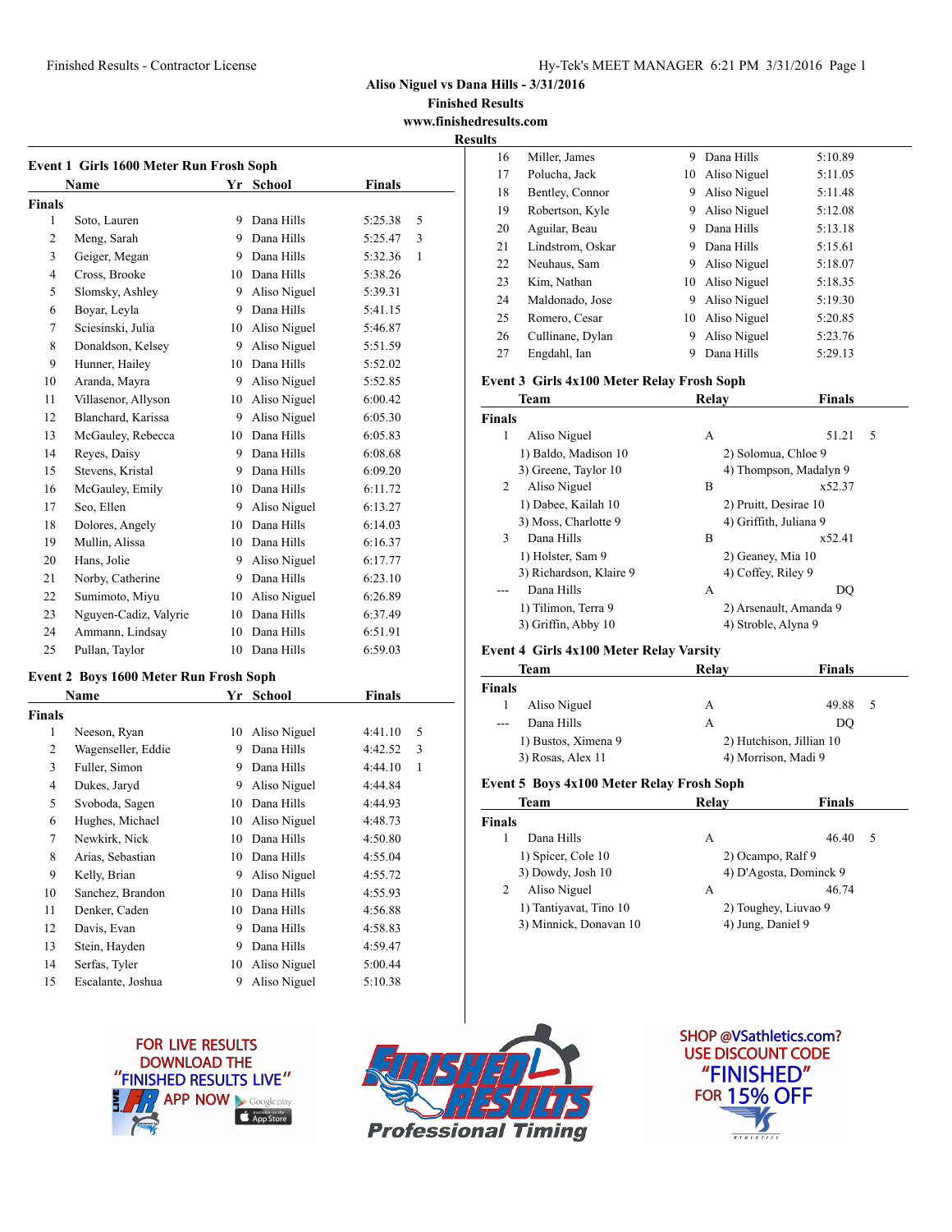Finished Results - Contractor License

# Aliso Niguel vs Dana Hills - 3/31/2016

**Finished Results**

**www.finishedresults.com**

## Results

### Event 1 Girls 1600 Meter Run Frosh Soph

**Finals**

| | Name | Yr | School | Finals | |
|---|---|---|---|---|---|
| 1 | Soto, Lauren | 9 | Dana Hills | 5:25.38 | 5 |
| 2 | Meng, Sarah | 9 | Dana Hills | 5:25.47 | 3 |
| 3 | Geiger, Megan | 9 | Dana Hills | 5:32.36 | 1 |
| 4 | Cross, Brooke | 10 | Dana Hills | 5:38.26 | |
| 5 | Slomsky, Ashley | 9 | Aliso Niguel | 5:39.31 | |
| 6 | Boyar, Leyla | 9 | Dana Hills | 5:41.15 | |
| 7 | Sciesinski, Julia | 10 | Aliso Niguel | 5:46.87 | |
| 8 | Donaldson, Kelsey | 9 | Aliso Niguel | 5:51.59 | |
| 9 | Hunner, Hailey | 10 | Dana Hills | 5:52.02 | |
| 10 | Aranda, Mayra | 9 | Aliso Niguel | 5:52.85 | |
| 11 | Villasenor, Allyson | 10 | Aliso Niguel | 6:00.42 | |
| 12 | Blanchard, Karissa | 9 | Aliso Niguel | 6:05.30 | |
| 13 | McGauley, Rebecca | 10 | Dana Hills | 6:05.83 | |
| 14 | Reyes, Daisy | 9 | Dana Hills | 6:08.68 | |
| 15 | Stevens, Kristal | 9 | Dana Hills | 6:09.20 | |
| 16 | McGauley, Emily | 10 | Dana Hills | 6:11.72 | |
| 17 | Seo, Ellen | 9 | Aliso Niguel | 6:13.27 | |
| 18 | Dolores, Angely | 10 | Dana Hills | 6:14.03 | |
| 19 | Mullin, Alissa | 10 | Dana Hills | 6:16.37 | |
| 20 | Hans, Jolie | 9 | Aliso Niguel | 6:17.77 | |
| 21 | Norby, Catherine | 9 | Dana Hills | 6:23.10 | |
| 22 | Sumimoto, Miyu | 10 | Aliso Niguel | 6:26.89 | |
| 23 | Nguyen-Cadiz, Valyrie | 10 | Dana Hills | 6:37.49 | |
| 24 | Ammann, Lindsay | 10 | Dana Hills | 6:51.91 | |
| 25 | Pullan, Taylor | 10 | Dana Hills | 6:59.03 | |

### Event 2 Boys 1600 Meter Run Frosh Soph

**Finals**

| | Name | Yr | School | Finals | |
|---|---|---|---|---|---|
| 1 | Neeson, Ryan | 10 | Aliso Niguel | 4:41.10 | 5 |
| 2 | Wagenseller, Eddie | 9 | Dana Hills | 4:42.52 | 3 |
| 3 | Fuller, Simon | 9 | Dana Hills | 4:44.10 | 1 |
| 4 | Dukes, Jaryd | 9 | Aliso Niguel | 4:44.84 | |
| 5 | Svoboda, Sagen | 10 | Dana Hills | 4:44.93 | |
| 6 | Hughes, Michael | 10 | Aliso Niguel | 4:48.73 | |
| 7 | Newkirk, Nick | 10 | Dana Hills | 4:50.80 | |
| 8 | Arias, Sebastian | 10 | Dana Hills | 4:55.04 | |
| 9 | Kelly, Brian | 9 | Aliso Niguel | 4:55.72 | |
| 10 | Sanchez, Brandon | 10 | Dana Hills | 4:55.93 | |
| 11 | Denker, Caden | 10 | Dana Hills | 4:56.88 | |
| 12 | Davis, Evan | 9 | Dana Hills | 4:58.83 | |
| 13 | Stein, Hayden | 9 | Dana Hills | 4:59.47 | |
| 14 | Serfas, Tyler | 10 | Aliso Niguel | 5:00.44 | |
| 15 | Escalante, Joshua | 9 | Aliso Niguel | 5:10.38 | |
| 16 | Miller, James | 9 | Dana Hills | 5:10.89 | |
| 17 | Polucha, Jack | 10 | Aliso Niguel | 5:11.05 | |
| 18 | Bentley, Connor | 9 | Aliso Niguel | 5:11.48 | |
| 19 | Robertson, Kyle | 9 | Aliso Niguel | 5:12.08 | |
| 20 | Aguilar, Beau | 9 | Dana Hills | 5:13.18 | |
| 21 | Lindstrom, Oskar | 9 | Dana Hills | 5:15.61 | |
| 22 | Neuhaus, Sam | 9 | Aliso Niguel | 5:18.07 | |
| 23 | Kim, Nathan | 10 | Aliso Niguel | 5:18.35 | |
| 24 | Maldonado, Jose | 9 | Aliso Niguel | 5:19.30 | |
| 25 | Romero, Cesar | 10 | Aliso Niguel | 5:20.85 | |
| 26 | Cullinane, Dylan | 9 | Aliso Niguel | 5:23.76 | |
| 27 | Engdahl, Ian | 9 | Dana Hills | 5:29.13 | |

### Event 3 Girls 4x100 Meter Relay Frosh Soph

**Finals**

| | Team | Relay | Finals | |
|---|---|---|---|---|
| 1 | Aliso Niguel | A | 51.21 | 5 |
| | 1) Baldo, Madison 10 | 2) Solomua, Chloe 9 | | |
| | 3) Greene, Taylor 10 | 4) Thompson, Madalyn 9 | | |
| 2 | Aliso Niguel | B | x52.37 | |
| | 1) Dabee, Kailah 10 | 2) Pruitt, Desirae 10 | | |
| | 3) Moss, Charlotte 9 | 4) Griffith, Juliana 9 | | |
| 3 | Dana Hills | B | x52.41 | |
| | 1) Holster, Sam 9 | 2) Geaney, Mia 10 | | |
| | 3) Richardson, Klaire 9 | 4) Coffey, Riley 9 | | |
| --- | Dana Hills | A | DQ | |
| | 1) Tilimon, Terra 9 | 2) Arsenault, Amanda 9 | | |
| | 3) Griffin, Abby 10 | 4) Stroble, Alyna 9 | | |

### Event 4 Girls 4x100 Meter Relay Varsity

**Finals**

| | Team | Relay | Finals | |
|---|---|---|---|---|
| 1 | Aliso Niguel | A | 49.88 | 5 |
| --- | Dana Hills | A | DQ | |
| | 1) Bustos, Ximena 9 | 2) Hutchison, Jillian 10 | | |
| | 3) Rosas, Alex 11 | 4) Morrison, Madi 9 | | |

### Event 5 Boys 4x100 Meter Relay Frosh Soph

**Finals**

| | Team | Relay | Finals | |
|---|---|---|---|---|
| 1 | Dana Hills | A | 46.40 | 5 |
| | 1) Spicer, Cole 10 | 2) Ocampo, Ralf 9 | | |
| | 3) Dowdy, Josh 10 | 4) D'Agosta, Dominck 9 | | |
| 2 | Aliso Niguel | A | 46.74 | |
| | 1) Tantiyavat, Tino 10 | 2) Toughey, Liuvao 9 | | |
| | 3) Minnick, Donavan 10 | 4) Jung, Daniel 9 | | |

FOR LIVE RESULTS DOWNLOAD THE "FINISHED RESULTS LIVE" APP NOW

FINISHED RESULTS Professional Timing

SHOP @VSathletics.com? USE DISCOUNT CODE "FINISHED" FOR 15% OFF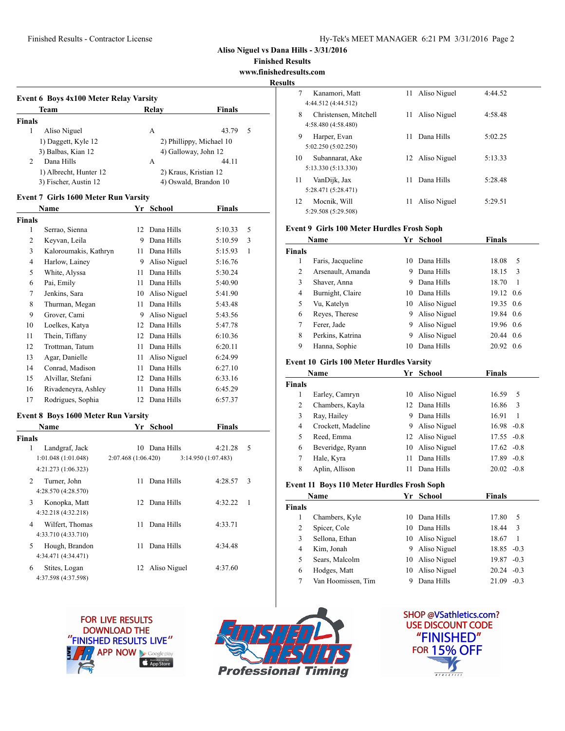Aliso Niguel vs Dana Hills - 3/31/2016

Finished Results

www.finishedresults.com

**Results**

### Event 6 Boys 4x100 Meter Relay Varsity

| | Team | Relay | Finals | |
|---|---|---|---|---|
| **Finals** | | | | |
| 1 | Aliso Niguel | A | 43.79 | 5 |
| | 1) Daggett, Kyle 12 | 2) Phillippy, Michael 10 | | |
| | 3) Balbas, Kian 12 | 4) Galloway, John 12 | | |
| 2 | Dana Hills | A | 44.11 | |
| | 1) Albrecht, Hunter 12 | 2) Kraus, Kristian 12 | | |
| | 3) Fischer, Austin 12 | 4) Oswald, Brandon 10 | | |

### Event 7 Girls 1600 Meter Run Varsity

| | Name | Yr | School | Finals | |
|---|---|---|---|---|---|
| **Finals** | | | | | |
| 1 | Serrao, Sienna | 12 | Dana Hills | 5:10.33 | 5 |
| 2 | Keyvan, Leila | 9 | Dana Hills | 5:10.59 | 3 |
| 3 | Kaloroumakis, Kathryn | 11 | Dana Hills | 5:15.93 | 1 |
| 4 | Harlow, Lainey | 9 | Aliso Niguel | 5:16.76 | |
| 5 | White, Alyssa | 11 | Dana Hills | 5:30.24 | |
| 6 | Pai, Emily | 11 | Dana Hills | 5:40.90 | |
| 7 | Jenkins, Sara | 10 | Aliso Niguel | 5:41.90 | |
| 8 | Thurman, Megan | 11 | Dana Hills | 5:43.48 | |
| 9 | Grover, Cami | 9 | Aliso Niguel | 5:43.56 | |
| 10 | Loelkes, Katya | 12 | Dana Hills | 5:47.78 | |
| 11 | Thein, Tiffany | 12 | Dana Hills | 6:10.36 | |
| 12 | Trottman, Tatum | 11 | Dana Hills | 6:20.11 | |
| 13 | Agar, Danielle | 11 | Aliso Niguel | 6:24.99 | |
| 14 | Conrad, Madison | 11 | Dana Hills | 6:27.10 | |
| 15 | Alvillar, Stefani | 12 | Dana Hills | 6:33.16 | |
| 16 | Rivadeneyra, Ashley | 11 | Dana Hills | 6:45.29 | |
| 17 | Rodrigues, Sophia | 12 | Dana Hills | 6:57.37 | |

### Event 8 Boys 1600 Meter Run Varsity

| | Name | Yr | School | Finals | |
|---|---|---|---|---|---|
| **Finals** | | | | | |
| 1 | Landgraf, Jack | 10 | Dana Hills | 4:21.28 | 5 |
| | 1:01.048 (1:01.048) 2:07.468 (1:06.420) 3:14.950 (1:07.483) 4:21.273 (1:06.323) | | | | |
| 2 | Turner, John | 11 | Dana Hills | 4:28.57 | 3 |
| | 4:28.570 (4:28.570) | | | | |
| 3 | Konopka, Matt | 12 | Dana Hills | 4:32.22 | 1 |
| | 4:32.218 (4:32.218) | | | | |
| 4 | Wilfert, Thomas | 11 | Dana Hills | 4:33.71 | |
| | 4:33.710 (4:33.710) | | | | |
| 5 | Hough, Brandon | 11 | Dana Hills | 4:34.48 | |
| | 4:34.471 (4:34.471) | | | | |
| 6 | Stites, Logan | 12 | Aliso Niguel | 4:37.60 | |
| | 4:37.598 (4:37.598) | | | | |
| 7 | Kanamori, Matt | 11 | Aliso Niguel | 4:44.52 | |
| | 4:44.512 (4:44.512) | | | | |
| 8 | Christensen, Mitchell | 11 | Aliso Niguel | 4:58.48 | |
| | 4:58.480 (4:58.480) | | | | |
| 9 | Harper, Evan | 11 | Dana Hills | 5:02.25 | |
| | 5:02.250 (5:02.250) | | | | |
| 10 | Subannarat, Ake | 12 | Aliso Niguel | 5:13.33 | |
| | 5:13.330 (5:13.330) | | | | |
| 11 | VanDijk, Jax | 11 | Dana Hills | 5:28.48 | |
| | 5:28.471 (5:28.471) | | | | |
| 12 | Mocnik, Will | 11 | Aliso Niguel | 5:29.51 | |
| | 5:29.508 (5:29.508) | | | | |

### Event 9 Girls 100 Meter Hurdles Frosh Soph

| | Name | Yr | School | Finals | |
|---|---|---|---|---|---|
| **Finals** | | | | | |
| 1 | Faris, Jacqueline | 10 | Dana Hills | 18.08 | 5 |
| 2 | Arsenault, Amanda | 9 | Dana Hills | 18.15 | 3 |
| 3 | Shaver, Anna | 9 | Dana Hills | 18.70 | 1 |
| 4 | Burnight, Claire | 10 | Dana Hills | 19.12 | 0.6 |
| 5 | Vu, Katelyn | 10 | Aliso Niguel | 19.35 | 0.6 |
| 6 | Reyes, Therese | 9 | Aliso Niguel | 19.84 | 0.6 |
| 7 | Ferer, Jade | 9 | Aliso Niguel | 19.96 | 0.6 |
| 8 | Perkins, Katrina | 9 | Aliso Niguel | 20.44 | 0.6 |
| 9 | Hanna, Sophie | 10 | Dana Hills | 20.92 | 0.6 |

### Event 10 Girls 100 Meter Hurdles Varsity

| | Name | Yr | School | Finals | |
|---|---|---|---|---|---|
| **Finals** | | | | | |
| 1 | Earley, Camryn | 10 | Aliso Niguel | 16.59 | 5 |
| 2 | Chambers, Kayla | 12 | Dana Hills | 16.86 | 3 |
| 3 | Ray, Hailey | 9 | Dana Hills | 16.91 | 1 |
| 4 | Crockett, Madeline | 9 | Aliso Niguel | 16.98 | -0.8 |
| 5 | Reed, Emma | 12 | Aliso Niguel | 17.55 | -0.8 |
| 6 | Beveridge, Ryann | 10 | Aliso Niguel | 17.62 | -0.8 |
| 7 | Hale, Kyra | 11 | Dana Hills | 17.89 | -0.8 |
| 8 | Aplin, Allison | 11 | Dana Hills | 20.02 | -0.8 |

### Event 11 Boys 110 Meter Hurdles Frosh Soph

| | Name | Yr | School | Finals | |
|---|---|---|---|---|---|
| **Finals** | | | | | |
| 1 | Chambers, Kyle | 10 | Dana Hills | 17.80 | 5 |
| 2 | Spicer, Cole | 10 | Dana Hills | 18.44 | 3 |
| 3 | Sellona, Ethan | 10 | Aliso Niguel | 18.67 | 1 |
| 4 | Kim, Jonah | 9 | Aliso Niguel | 18.85 | -0.3 |
| 5 | Sears, Malcolm | 10 | Aliso Niguel | 19.87 | -0.3 |
| 6 | Hodges, Matt | 10 | Aliso Niguel | 20.24 | -0.3 |
| 7 | Van Hoomissen, Tim | 9 | Dana Hills | 21.09 | -0.3 |

FOR LIVE RESULTS DOWNLOAD THE "FINISHED RESULTS LIVE" APP NOW

Finished Results Professional Timing

SHOP @VSathletics.com? USE DISCOUNT CODE "FINISHED" FOR 15% OFF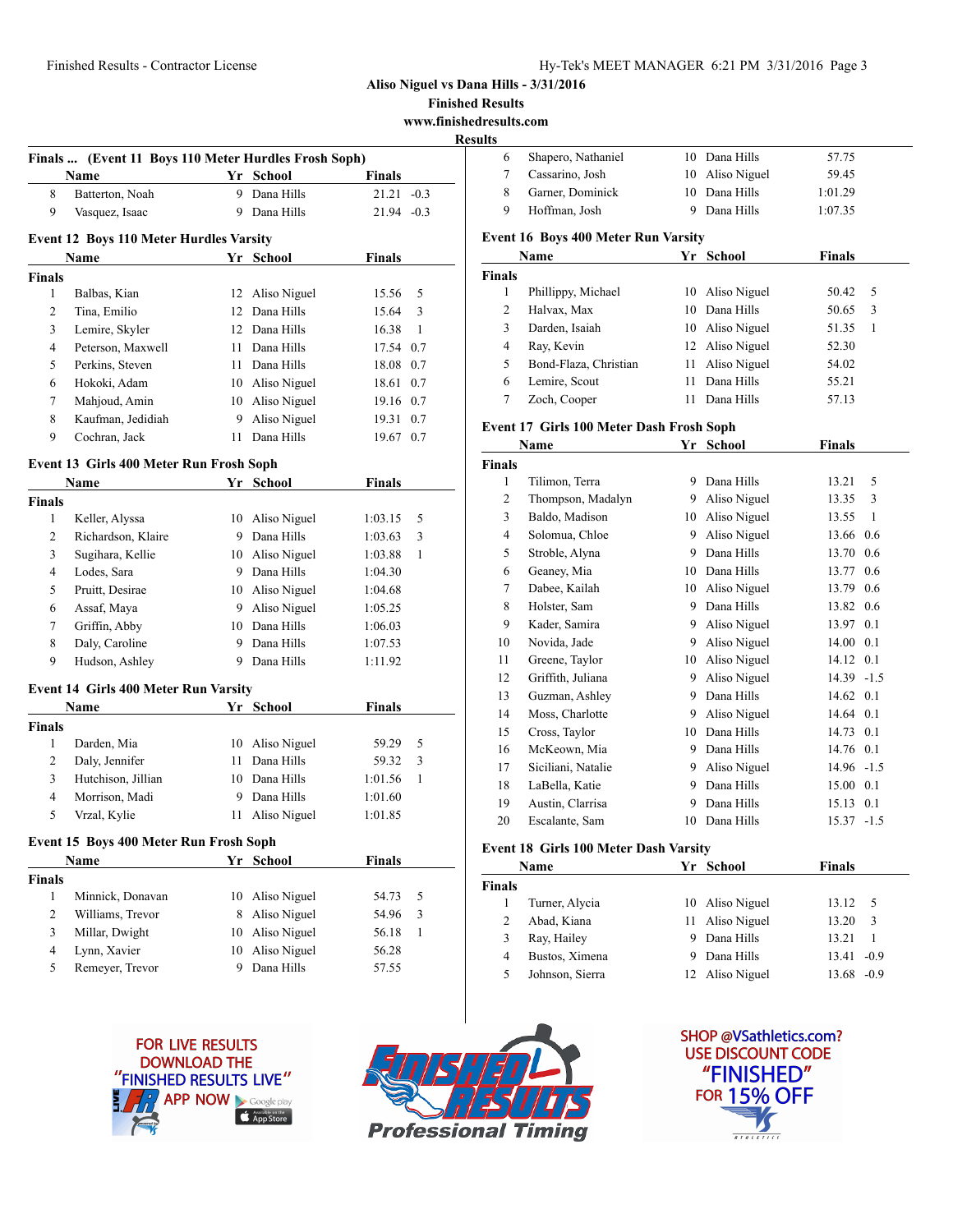Aliso Niguel vs Dana Hills - 3/31/2016

Finished Results

www.finishedresults.com

**Results**

### Finals ... (Event 11 Boys 110 Meter Hurdles Frosh Soph)

| | Name | Yr | School | Finals | |
|---|---|---|---|---|---|
| 8 | Batterton, Noah | 9 | Dana Hills | 21.21 | -0.3 |
| 9 | Vasquez, Isaac | 9 | Dana Hills | 21.94 | -0.3 |

### Event 12 Boys 110 Meter Hurdles Varsity

| | Name | Yr | School | Finals | |
|---|---|---|---|---|---|
| **Finals** | | | | | |
| 1 | Balbas, Kian | 12 | Aliso Niguel | 15.56 | 5 |
| 2 | Tina, Emilio | 12 | Dana Hills | 15.64 | 3 |
| 3 | Lemire, Skyler | 12 | Dana Hills | 16.38 | 1 |
| 4 | Peterson, Maxwell | 11 | Dana Hills | 17.54 | 0.7 |
| 5 | Perkins, Steven | 11 | Dana Hills | 18.08 | 0.7 |
| 6 | Hokoki, Adam | 10 | Aliso Niguel | 18.61 | 0.7 |
| 7 | Mahjoud, Amin | 10 | Aliso Niguel | 19.16 | 0.7 |
| 8 | Kaufman, Jedidiah | 9 | Aliso Niguel | 19.31 | 0.7 |
| 9 | Cochran, Jack | 11 | Dana Hills | 19.67 | 0.7 |

### Event 13 Girls 400 Meter Run Frosh Soph

| | Name | Yr | School | Finals | |
|---|---|---|---|---|---|
| **Finals** | | | | | |
| 1 | Keller, Alyssa | 10 | Aliso Niguel | 1:03.15 | 5 |
| 2 | Richardson, Klaire | 9 | Dana Hills | 1:03.63 | 3 |
| 3 | Sugihara, Kellie | 10 | Aliso Niguel | 1:03.88 | 1 |
| 4 | Lodes, Sara | 9 | Dana Hills | 1:04.30 | |
| 5 | Pruitt, Desirae | 10 | Aliso Niguel | 1:04.68 | |
| 6 | Assaf, Maya | 9 | Aliso Niguel | 1:05.25 | |
| 7 | Griffin, Abby | 10 | Dana Hills | 1:06.03 | |
| 8 | Daly, Caroline | 9 | Dana Hills | 1:07.53 | |
| 9 | Hudson, Ashley | 9 | Dana Hills | 1:11.92 | |

### Event 14 Girls 400 Meter Run Varsity

| | Name | Yr | School | Finals | |
|---|---|---|---|---|---|
| **Finals** | | | | | |
| 1 | Darden, Mia | 10 | Aliso Niguel | 59.29 | 5 |
| 2 | Daly, Jennifer | 11 | Dana Hills | 59.32 | 3 |
| 3 | Hutchison, Jillian | 10 | Dana Hills | 1:01.56 | 1 |
| 4 | Morrison, Madi | 9 | Dana Hills | 1:01.60 | |
| 5 | Vrzal, Kylie | 11 | Aliso Niguel | 1:01.85 | |

### Event 15 Boys 400 Meter Run Frosh Soph

| | Name | Yr | School | Finals | |
|---|---|---|---|---|---|
| **Finals** | | | | | |
| 1 | Minnick, Donavan | 10 | Aliso Niguel | 54.73 | 5 |
| 2 | Williams, Trevor | 8 | Aliso Niguel | 54.96 | 3 |
| 3 | Millar, Dwight | 10 | Aliso Niguel | 56.18 | 1 |
| 4 | Lynn, Xavier | 10 | Aliso Niguel | 56.28 | |
| 5 | Remeyer, Trevor | 9 | Dana Hills | 57.55 | |
| 6 | Shapero, Nathaniel | 10 | Dana Hills | 57.75 | |
| 7 | Cassarino, Josh | 10 | Aliso Niguel | 59.45 | |
| 8 | Garner, Dominick | 10 | Dana Hills | 1:01.29 | |
| 9 | Hoffman, Josh | 9 | Dana Hills | 1:07.35 | |

### Event 16 Boys 400 Meter Run Varsity

| | Name | Yr | School | Finals | |
|---|---|---|---|---|---|
| **Finals** | | | | | |
| 1 | Phillippy, Michael | 10 | Aliso Niguel | 50.42 | 5 |
| 2 | Halvax, Max | 10 | Dana Hills | 50.65 | 3 |
| 3 | Darden, Isaiah | 10 | Aliso Niguel | 51.35 | 1 |
| 4 | Ray, Kevin | 12 | Aliso Niguel | 52.30 | |
| 5 | Bond-Flaza, Christian | 11 | Aliso Niguel | 54.02 | |
| 6 | Lemire, Scout | 11 | Dana Hills | 55.21 | |
| 7 | Zoch, Cooper | 11 | Dana Hills | 57.13 | |

### Event 17 Girls 100 Meter Dash Frosh Soph

| | Name | Yr | School | Finals | |
|---|---|---|---|---|---|
| **Finals** | | | | | |
| 1 | Tilimon, Terra | 9 | Dana Hills | 13.21 | 5 |
| 2 | Thompson, Madalyn | 9 | Aliso Niguel | 13.35 | 3 |
| 3 | Baldo, Madison | 10 | Aliso Niguel | 13.55 | 1 |
| 4 | Solomua, Chloe | 9 | Aliso Niguel | 13.66 | 0.6 |
| 5 | Stroble, Alyna | 9 | Dana Hills | 13.70 | 0.6 |
| 6 | Geaney, Mia | 10 | Dana Hills | 13.77 | 0.6 |
| 7 | Dabee, Kailah | 10 | Aliso Niguel | 13.79 | 0.6 |
| 8 | Holster, Sam | 9 | Dana Hills | 13.82 | 0.6 |
| 9 | Kader, Samira | 9 | Aliso Niguel | 13.97 | 0.1 |
| 10 | Novida, Jade | 9 | Aliso Niguel | 14.00 | 0.1 |
| 11 | Greene, Taylor | 10 | Aliso Niguel | 14.12 | 0.1 |
| 12 | Griffith, Juliana | 9 | Aliso Niguel | 14.39 | -1.5 |
| 13 | Guzman, Ashley | 9 | Dana Hills | 14.62 | 0.1 |
| 14 | Moss, Charlotte | 9 | Aliso Niguel | 14.64 | 0.1 |
| 15 | Cross, Taylor | 10 | Dana Hills | 14.73 | 0.1 |
| 16 | McKeown, Mia | 9 | Dana Hills | 14.76 | 0.1 |
| 17 | Siciliani, Natalie | 9 | Aliso Niguel | 14.96 | -1.5 |
| 18 | LaBella, Katie | 9 | Dana Hills | 15.00 | 0.1 |
| 19 | Austin, Clarrisa | 9 | Dana Hills | 15.13 | 0.1 |
| 20 | Escalante, Sam | 10 | Dana Hills | 15.37 | -1.5 |

### Event 18 Girls 100 Meter Dash Varsity

| | Name | Yr | School | Finals | |
|---|---|---|---|---|---|
| **Finals** | | | | | |
| 1 | Turner, Alycia | 10 | Aliso Niguel | 13.12 | 5 |
| 2 | Abad, Kiana | 11 | Aliso Niguel | 13.20 | 3 |
| 3 | Ray, Hailey | 9 | Dana Hills | 13.21 | 1 |
| 4 | Bustos, Ximena | 9 | Dana Hills | 13.41 | -0.9 |
| 5 | Johnson, Sierra | 12 | Aliso Niguel | 13.68 | -0.9 |

FOR LIVE RESULTS DOWNLOAD THE "FINISHED RESULTS LIVE" APP NOW

SHOP @VSathletics.com? USE DISCOUNT CODE "FINISHED" FOR 15% OFF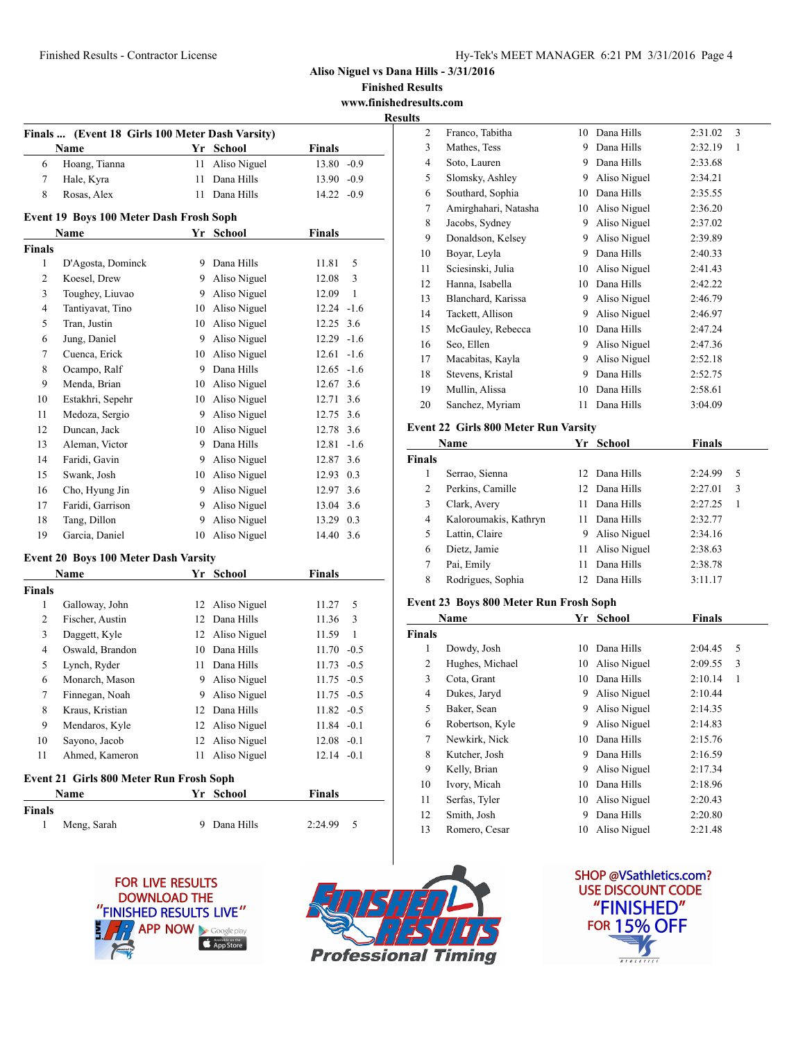Aliso Niguel vs Dana Hills - 3/31/2016

Finished Results

www.finishedresults.com

**Results**

### Finals ... (Event 18 Girls 100 Meter Dash Varsity)

| | Name | Yr | School | Finals | |
|---|---|---|---|---|---|
| 6 | Hoang, Tianna | 11 | Aliso Niguel | 13.80 | -0.9 |
| 7 | Hale, Kyra | 11 | Dana Hills | 13.90 | -0.9 |
| 8 | Rosas, Alex | 11 | Dana Hills | 14.22 | -0.9 |

### Event 19 Boys 100 Meter Dash Frosh Soph

**Finals**

| | Name | Yr | School | Finals | |
|---|---|---|---|---|---|
| 1 | D'Agosta, Dominck | 9 | Dana Hills | 11.81 | 5 |
| 2 | Koesel, Drew | 9 | Aliso Niguel | 12.08 | 3 |
| 3 | Toughey, Liuvao | 9 | Aliso Niguel | 12.09 | 1 |
| 4 | Tantiyavat, Tino | 10 | Aliso Niguel | 12.24 | -1.6 |
| 5 | Tran, Justin | 10 | Aliso Niguel | 12.25 | 3.6 |
| 6 | Jung, Daniel | 9 | Aliso Niguel | 12.29 | -1.6 |
| 7 | Cuenca, Erick | 10 | Aliso Niguel | 12.61 | -1.6 |
| 8 | Ocampo, Ralf | 9 | Dana Hills | 12.65 | -1.6 |
| 9 | Menda, Brian | 10 | Aliso Niguel | 12.67 | 3.6 |
| 10 | Estakhri, Sepehr | 10 | Aliso Niguel | 12.71 | 3.6 |
| 11 | Medoza, Sergio | 9 | Aliso Niguel | 12.75 | 3.6 |
| 12 | Duncan, Jack | 10 | Aliso Niguel | 12.78 | 3.6 |
| 13 | Aleman, Victor | 9 | Dana Hills | 12.81 | -1.6 |
| 14 | Faridi, Gavin | 9 | Aliso Niguel | 12.87 | 3.6 |
| 15 | Swank, Josh | 10 | Aliso Niguel | 12.93 | 0.3 |
| 16 | Cho, Hyung Jin | 9 | Aliso Niguel | 12.97 | 3.6 |
| 17 | Faridi, Garrison | 9 | Aliso Niguel | 13.04 | 3.6 |
| 18 | Tang, Dillon | 9 | Aliso Niguel | 13.29 | 0.3 |
| 19 | Garcia, Daniel | 10 | Aliso Niguel | 14.40 | 3.6 |

### Event 20 Boys 100 Meter Dash Varsity

**Finals**

| | Name | Yr | School | Finals | |
|---|---|---|---|---|---|
| 1 | Galloway, John | 12 | Aliso Niguel | 11.27 | 5 |
| 2 | Fischer, Austin | 12 | Dana Hills | 11.36 | 3 |
| 3 | Daggett, Kyle | 12 | Aliso Niguel | 11.59 | 1 |
| 4 | Oswald, Brandon | 10 | Dana Hills | 11.70 | -0.5 |
| 5 | Lynch, Ryder | 11 | Dana Hills | 11.73 | -0.5 |
| 6 | Monarch, Mason | 9 | Aliso Niguel | 11.75 | -0.5 |
| 7 | Finnegan, Noah | 9 | Aliso Niguel | 11.75 | -0.5 |
| 8 | Kraus, Kristian | 12 | Dana Hills | 11.82 | -0.5 |
| 9 | Mendaros, Kyle | 12 | Aliso Niguel | 11.84 | -0.1 |
| 10 | Sayono, Jacob | 12 | Aliso Niguel | 12.08 | -0.1 |
| 11 | Ahmed, Kameron | 11 | Aliso Niguel | 12.14 | -0.1 |

### Event 21 Girls 800 Meter Run Frosh Soph

**Finals**

| | Name | Yr | School | Finals | |
|---|---|---|---|---|---|
| 1 | Meng, Sarah | 9 | Dana Hills | 2:24.99 | 5 |
| 2 | Franco, Tabitha | 10 | Dana Hills | 2:31.02 | 3 |
| 3 | Mathes, Tess | 9 | Dana Hills | 2:32.19 | 1 |
| 4 | Soto, Lauren | 9 | Dana Hills | 2:33.68 | |
| 5 | Slomsky, Ashley | 9 | Aliso Niguel | 2:34.21 | |
| 6 | Southard, Sophia | 10 | Dana Hills | 2:35.55 | |
| 7 | Amirghahari, Natasha | 10 | Aliso Niguel | 2:36.20 | |
| 8 | Jacobs, Sydney | 9 | Aliso Niguel | 2:37.02 | |
| 9 | Donaldson, Kelsey | 9 | Aliso Niguel | 2:39.89 | |
| 10 | Boyar, Leyla | 9 | Dana Hills | 2:40.33 | |
| 11 | Sciesinski, Julia | 10 | Aliso Niguel | 2:41.43 | |
| 12 | Hanna, Isabella | 10 | Dana Hills | 2:42.22 | |
| 13 | Blanchard, Karissa | 9 | Aliso Niguel | 2:46.79 | |
| 14 | Tackett, Allison | 9 | Aliso Niguel | 2:46.97 | |
| 15 | McGauley, Rebecca | 10 | Dana Hills | 2:47.24 | |
| 16 | Seo, Ellen | 9 | Aliso Niguel | 2:47.36 | |
| 17 | Macabitas, Kayla | 9 | Aliso Niguel | 2:52.18 | |
| 18 | Stevens, Kristal | 9 | Dana Hills | 2:52.75 | |
| 19 | Mullin, Alissa | 10 | Dana Hills | 2:58.61 | |
| 20 | Sanchez, Myriam | 11 | Dana Hills | 3:04.09 | |

### Event 22 Girls 800 Meter Run Varsity

**Finals**

| | Name | Yr | School | Finals | |
|---|---|---|---|---|---|
| 1 | Serrao, Sienna | 12 | Dana Hills | 2:24.99 | 5 |
| 2 | Perkins, Camille | 12 | Dana Hills | 2:27.01 | 3 |
| 3 | Clark, Avery | 11 | Dana Hills | 2:27.25 | 1 |
| 4 | Kaloroumakis, Kathryn | 11 | Dana Hills | 2:32.77 | |
| 5 | Lattin, Claire | 9 | Aliso Niguel | 2:34.16 | |
| 6 | Dietz, Jamie | 11 | Aliso Niguel | 2:38.63 | |
| 7 | Pai, Emily | 11 | Dana Hills | 2:38.78 | |
| 8 | Rodrigues, Sophia | 12 | Dana Hills | 3:11.17 | |

### Event 23 Boys 800 Meter Run Frosh Soph

**Finals**

| | Name | Yr | School | Finals | |
|---|---|---|---|---|---|
| 1 | Dowdy, Josh | 10 | Dana Hills | 2:04.45 | 5 |
| 2 | Hughes, Michael | 10 | Aliso Niguel | 2:09.55 | 3 |
| 3 | Cota, Grant | 10 | Dana Hills | 2:10.14 | 1 |
| 4 | Dukes, Jaryd | 9 | Aliso Niguel | 2:10.44 | |
| 5 | Baker, Sean | 9 | Aliso Niguel | 2:14.35 | |
| 6 | Robertson, Kyle | 9 | Aliso Niguel | 2:14.83 | |
| 7 | Newkirk, Nick | 10 | Dana Hills | 2:15.76 | |
| 8 | Kutcher, Josh | 9 | Dana Hills | 2:16.59 | |
| 9 | Kelly, Brian | 9 | Aliso Niguel | 2:17.34 | |
| 10 | Ivory, Micah | 10 | Dana Hills | 2:18.96 | |
| 11 | Serfas, Tyler | 10 | Aliso Niguel | 2:20.43 | |
| 12 | Smith, Josh | 9 | Dana Hills | 2:20.80 | |
| 13 | Romero, Cesar | 10 | Aliso Niguel | 2:21.48 | |

FOR LIVE RESULTS DOWNLOAD THE "FINISHED RESULTS LIVE" APP NOW

SHOP @VSathletics.com? USE DISCOUNT CODE "FINISHED" FOR 15% OFF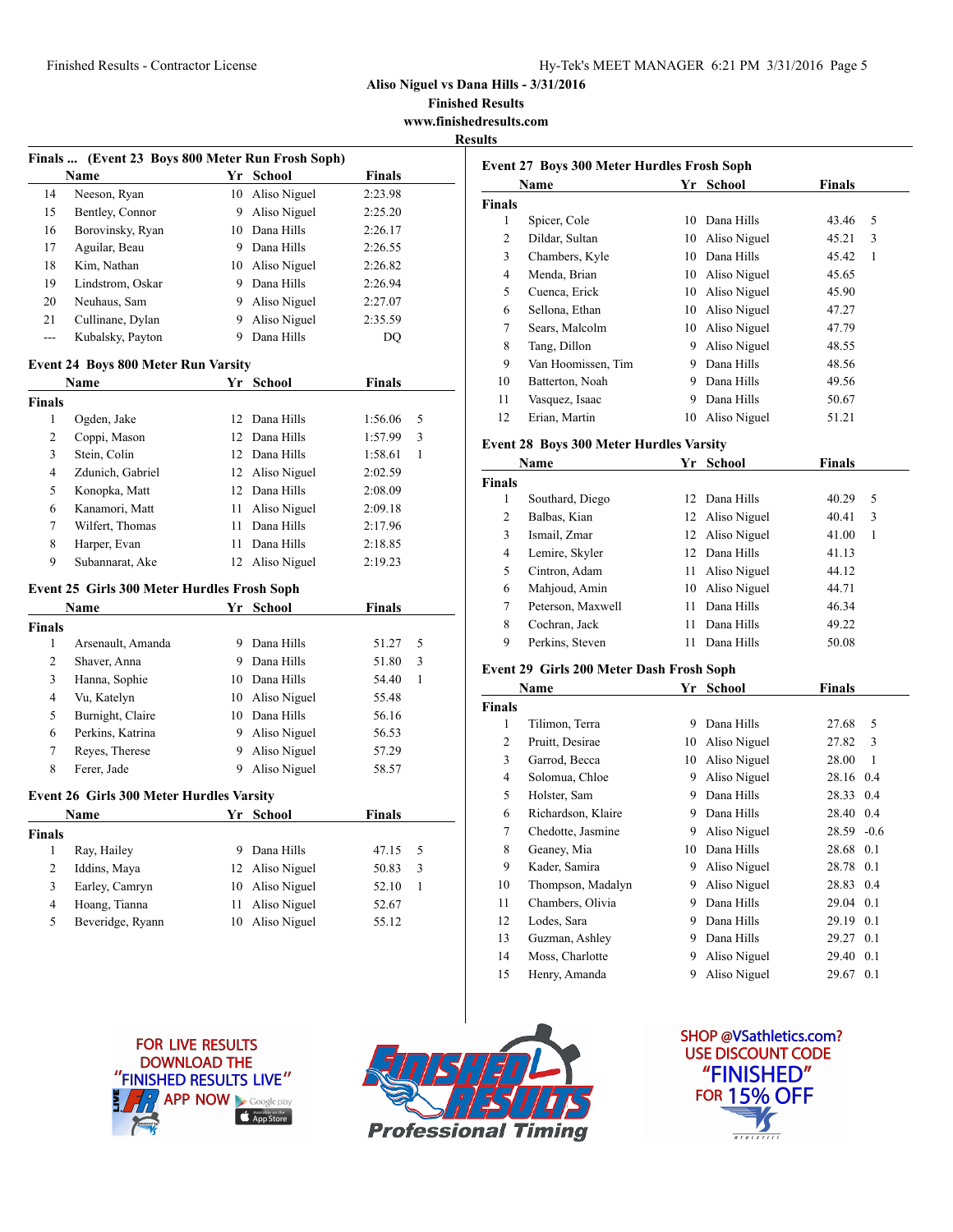# Aliso Niguel vs Dana Hills - 3/31/2016

**Finished Results**

**www.finishedresults.com**

**Results**

### Finals ... (Event 23 Boys 800 Meter Run Frosh Soph)

| | Name | Yr | School | Finals |
|---|---|---|---|---|
| 14 | Neeson, Ryan | 10 | Aliso Niguel | 2:23.98 |
| 15 | Bentley, Connor | 9 | Aliso Niguel | 2:25.20 |
| 16 | Borovinsky, Ryan | 10 | Dana Hills | 2:26.17 |
| 17 | Aguilar, Beau | 9 | Dana Hills | 2:26.55 |
| 18 | Kim, Nathan | 10 | Aliso Niguel | 2:26.82 |
| 19 | Lindstrom, Oskar | 9 | Dana Hills | 2:26.94 |
| 20 | Neuhaus, Sam | 9 | Aliso Niguel | 2:27.07 |
| 21 | Cullinane, Dylan | 9 | Aliso Niguel | 2:35.59 |
| --- | Kubalsky, Payton | 9 | Dana Hills | DQ |

### Event 24 Boys 800 Meter Run Varsity

| | Name | Yr | School | Finals | |
|---|---|---|---|---|---|
| **Finals** | | | | | |
| 1 | Ogden, Jake | 12 | Dana Hills | 1:56.06 | 5 |
| 2 | Coppi, Mason | 12 | Dana Hills | 1:57.99 | 3 |
| 3 | Stein, Colin | 12 | Dana Hills | 1:58.61 | 1 |
| 4 | Zdunich, Gabriel | 12 | Aliso Niguel | 2:02.59 | |
| 5 | Konopka, Matt | 12 | Dana Hills | 2:08.09 | |
| 6 | Kanamori, Matt | 11 | Aliso Niguel | 2:09.18 | |
| 7 | Wilfert, Thomas | 11 | Dana Hills | 2:17.96 | |
| 8 | Harper, Evan | 11 | Dana Hills | 2:18.85 | |
| 9 | Subannarat, Ake | 12 | Aliso Niguel | 2:19.23 | |

### Event 25 Girls 300 Meter Hurdles Frosh Soph

| | Name | Yr | School | Finals | |
|---|---|---|---|---|---|
| **Finals** | | | | | |
| 1 | Arsenault, Amanda | 9 | Dana Hills | 51.27 | 5 |
| 2 | Shaver, Anna | 9 | Dana Hills | 51.80 | 3 |
| 3 | Hanna, Sophie | 10 | Dana Hills | 54.40 | 1 |
| 4 | Vu, Katelyn | 10 | Aliso Niguel | 55.48 | |
| 5 | Burnight, Claire | 10 | Dana Hills | 56.16 | |
| 6 | Perkins, Katrina | 9 | Aliso Niguel | 56.53 | |
| 7 | Reyes, Therese | 9 | Aliso Niguel | 57.29 | |
| 8 | Ferer, Jade | 9 | Aliso Niguel | 58.57 | |

### Event 26 Girls 300 Meter Hurdles Varsity

| | Name | Yr | School | Finals | |
|---|---|---|---|---|---|
| **Finals** | | | | | |
| 1 | Ray, Hailey | 9 | Dana Hills | 47.15 | 5 |
| 2 | Iddins, Maya | 12 | Aliso Niguel | 50.83 | 3 |
| 3 | Earley, Camryn | 10 | Aliso Niguel | 52.10 | 1 |
| 4 | Hoang, Tianna | 11 | Aliso Niguel | 52.67 | |
| 5 | Beveridge, Ryann | 10 | Aliso Niguel | 55.12 | |

### Event 27 Boys 300 Meter Hurdles Frosh Soph

| | Name | Yr | School | Finals | |
|---|---|---|---|---|---|
| **Finals** | | | | | |
| 1 | Spicer, Cole | 10 | Dana Hills | 43.46 | 5 |
| 2 | Dildar, Sultan | 10 | Aliso Niguel | 45.21 | 3 |
| 3 | Chambers, Kyle | 10 | Dana Hills | 45.42 | 1 |
| 4 | Menda, Brian | 10 | Aliso Niguel | 45.65 | |
| 5 | Cuenca, Erick | 10 | Aliso Niguel | 45.90 | |
| 6 | Sellona, Ethan | 10 | Aliso Niguel | 47.27 | |
| 7 | Sears, Malcolm | 10 | Aliso Niguel | 47.79 | |
| 8 | Tang, Dillon | 9 | Aliso Niguel | 48.55 | |
| 9 | Van Hoomissen, Tim | 9 | Dana Hills | 48.56 | |
| 10 | Batterton, Noah | 9 | Dana Hills | 49.56 | |
| 11 | Vasquez, Isaac | 9 | Dana Hills | 50.67 | |
| 12 | Erian, Martin | 10 | Aliso Niguel | 51.21 | |

### Event 28 Boys 300 Meter Hurdles Varsity

| | Name | Yr | School | Finals | |
|---|---|---|---|---|---|
| **Finals** | | | | | |
| 1 | Southard, Diego | 12 | Dana Hills | 40.29 | 5 |
| 2 | Balbas, Kian | 12 | Aliso Niguel | 40.41 | 3 |
| 3 | Ismail, Zmar | 12 | Aliso Niguel | 41.00 | 1 |
| 4 | Lemire, Skyler | 12 | Dana Hills | 41.13 | |
| 5 | Cintron, Adam | 11 | Aliso Niguel | 44.12 | |
| 6 | Mahjoud, Amin | 10 | Aliso Niguel | 44.71 | |
| 7 | Peterson, Maxwell | 11 | Dana Hills | 46.34 | |
| 8 | Cochran, Jack | 11 | Dana Hills | 49.22 | |
| 9 | Perkins, Steven | 11 | Dana Hills | 50.08 | |

### Event 29 Girls 200 Meter Dash Frosh Soph

| | Name | Yr | School | Finals | |
|---|---|---|---|---|---|
| **Finals** | | | | | |
| 1 | Tilimon, Terra | 9 | Dana Hills | 27.68 | 5 |
| 2 | Pruitt, Desirae | 10 | Aliso Niguel | 27.82 | 3 |
| 3 | Garrod, Becca | 10 | Aliso Niguel | 28.00 | 1 |
| 4 | Solomua, Chloe | 9 | Aliso Niguel | 28.16 | 0.4 |
| 5 | Holster, Sam | 9 | Dana Hills | 28.33 | 0.4 |
| 6 | Richardson, Klaire | 9 | Dana Hills | 28.40 | 0.4 |
| 7 | Chedotte, Jasmine | 9 | Aliso Niguel | 28.59 | -0.6 |
| 8 | Geaney, Mia | 10 | Dana Hills | 28.68 | 0.1 |
| 9 | Kader, Samira | 9 | Aliso Niguel | 28.78 | 0.1 |
| 10 | Thompson, Madalyn | 9 | Aliso Niguel | 28.83 | 0.4 |
| 11 | Chambers, Olivia | 9 | Dana Hills | 29.04 | 0.1 |
| 12 | Lodes, Sara | 9 | Dana Hills | 29.19 | 0.1 |
| 13 | Guzman, Ashley | 9 | Dana Hills | 29.27 | 0.1 |
| 14 | Moss, Charlotte | 9 | Aliso Niguel | 29.40 | 0.1 |
| 15 | Henry, Amanda | 9 | Aliso Niguel | 29.67 | 0.1 |

FOR LIVE RESULTS DOWNLOAD THE "FINISHED RESULTS LIVE" APP NOW

SHOP @VSathletics.com? USE DISCOUNT CODE "FINISHED" FOR 15% OFF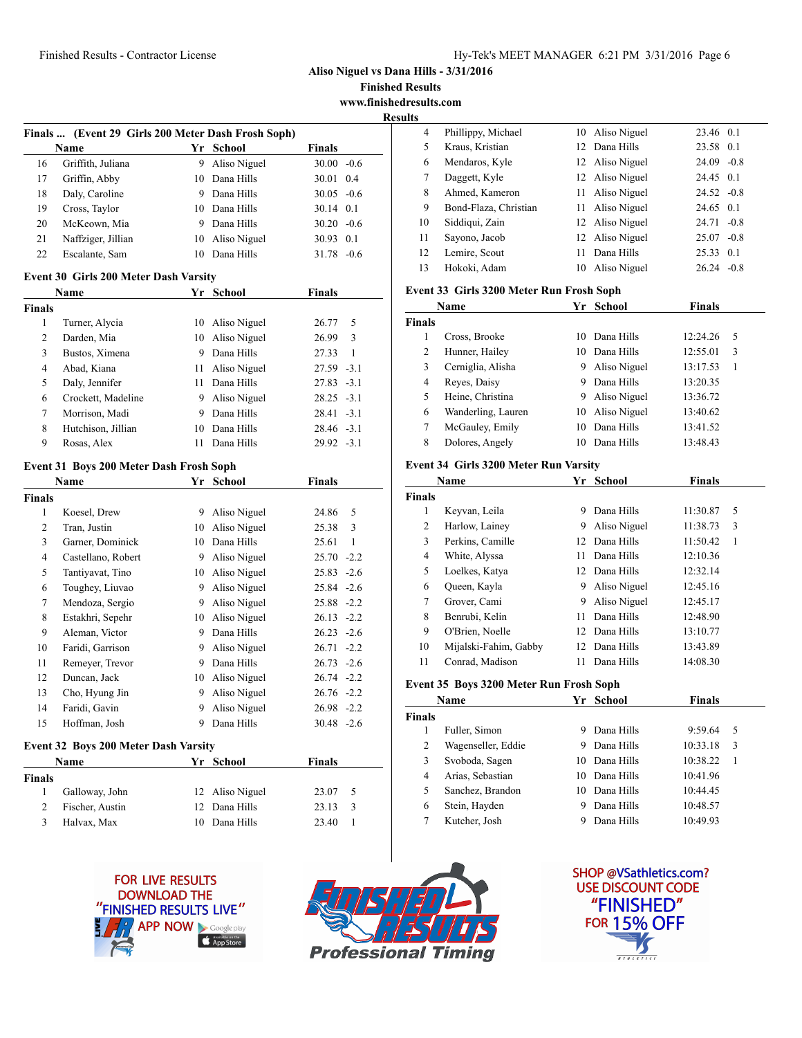## Aliso Niguel vs Dana Hills - 3/31/2016

### Finished Results

www.finishedresults.com

**Results**

### Finals ... (Event 29 Girls 200 Meter Dash Frosh Soph)

| | Name | Yr | School | Finals | |
|---|---|---|---|---|---|
| 16 | Griffith, Juliana | 9 | Aliso Niguel | 30.00 | -0.6 |
| 17 | Griffin, Abby | 10 | Dana Hills | 30.01 | 0.4 |
| 18 | Daly, Caroline | 9 | Dana Hills | 30.05 | -0.6 |
| 19 | Cross, Taylor | 10 | Dana Hills | 30.14 | 0.1 |
| 20 | McKeown, Mia | 9 | Dana Hills | 30.20 | -0.6 |
| 21 | Naffziger, Jillian | 10 | Aliso Niguel | 30.93 | 0.1 |
| 22 | Escalante, Sam | 10 | Dana Hills | 31.78 | -0.6 |

### Event 30 Girls 200 Meter Dash Varsity

| | Name | Yr | School | Finals | |
|---|---|---|---|---|---|
| **Finals** | | | | | |
| 1 | Turner, Alycia | 10 | Aliso Niguel | 26.77 | 5 |
| 2 | Darden, Mia | 10 | Aliso Niguel | 26.99 | 3 |
| 3 | Bustos, Ximena | 9 | Dana Hills | 27.33 | 1 |
| 4 | Abad, Kiana | 11 | Aliso Niguel | 27.59 | -3.1 |
| 5 | Daly, Jennifer | 11 | Dana Hills | 27.83 | -3.1 |
| 6 | Crockett, Madeline | 9 | Aliso Niguel | 28.25 | -3.1 |
| 7 | Morrison, Madi | 9 | Dana Hills | 28.41 | -3.1 |
| 8 | Hutchison, Jillian | 10 | Dana Hills | 28.46 | -3.1 |
| 9 | Rosas, Alex | 11 | Dana Hills | 29.92 | -3.1 |

### Event 31 Boys 200 Meter Dash Frosh Soph

| | Name | Yr | School | Finals | |
|---|---|---|---|---|---|
| **Finals** | | | | | |
| 1 | Koesel, Drew | 9 | Aliso Niguel | 24.86 | 5 |
| 2 | Tran, Justin | 10 | Aliso Niguel | 25.38 | 3 |
| 3 | Garner, Dominick | 10 | Dana Hills | 25.61 | 1 |
| 4 | Castellano, Robert | 9 | Aliso Niguel | 25.70 | -2.2 |
| 5 | Tantiyavat, Tino | 10 | Aliso Niguel | 25.83 | -2.6 |
| 6 | Toughey, Liuvao | 9 | Aliso Niguel | 25.84 | -2.6 |
| 7 | Mendoza, Sergio | 9 | Aliso Niguel | 25.88 | -2.2 |
| 8 | Estakhri, Sepehr | 10 | Aliso Niguel | 26.13 | -2.2 |
| 9 | Aleman, Victor | 9 | Dana Hills | 26.23 | -2.6 |
| 10 | Faridi, Garrison | 9 | Aliso Niguel | 26.71 | -2.2 |
| 11 | Remeyer, Trevor | 9 | Dana Hills | 26.73 | -2.6 |
| 12 | Duncan, Jack | 10 | Aliso Niguel | 26.74 | -2.2 |
| 13 | Cho, Hyung Jin | 9 | Aliso Niguel | 26.76 | -2.2 |
| 14 | Faridi, Gavin | 9 | Aliso Niguel | 26.98 | -2.2 |
| 15 | Hoffman, Josh | 9 | Dana Hills | 30.48 | -2.6 |

### Event 32 Boys 200 Meter Dash Varsity

| | Name | Yr | School | Finals | |
|---|---|---|---|---|---|
| **Finals** | | | | | |
| 1 | Galloway, John | 12 | Aliso Niguel | 23.07 | 5 |
| 2 | Fischer, Austin | 12 | Dana Hills | 23.13 | 3 |
| 3 | Halvax, Max | 10 | Dana Hills | 23.40 | 1 |
| 4 | Phillippy, Michael | 10 | Aliso Niguel | 23.46 | 0.1 |
| 5 | Kraus, Kristian | 12 | Dana Hills | 23.58 | 0.1 |
| 6 | Mendaros, Kyle | 12 | Aliso Niguel | 24.09 | -0.8 |
| 7 | Daggett, Kyle | 12 | Aliso Niguel | 24.45 | 0.1 |
| 8 | Ahmed, Kameron | 11 | Aliso Niguel | 24.52 | -0.8 |
| 9 | Bond-Flaza, Christian | 11 | Aliso Niguel | 24.65 | 0.1 |
| 10 | Siddiqui, Zain | 12 | Aliso Niguel | 24.71 | -0.8 |
| 11 | Sayono, Jacob | 12 | Aliso Niguel | 25.07 | -0.8 |
| 12 | Lemire, Scout | 11 | Dana Hills | 25.33 | 0.1 |
| 13 | Hokoki, Adam | 10 | Aliso Niguel | 26.24 | -0.8 |

### Event 33 Girls 3200 Meter Run Frosh Soph

| | Name | Yr | School | Finals | |
|---|---|---|---|---|---|
| **Finals** | | | | | |
| 1 | Cross, Brooke | 10 | Dana Hills | 12:24.26 | 5 |
| 2 | Hunner, Hailey | 10 | Dana Hills | 12:55.01 | 3 |
| 3 | Cerniglia, Alisha | 9 | Aliso Niguel | 13:17.53 | 1 |
| 4 | Reyes, Daisy | 9 | Dana Hills | 13:20.35 | |
| 5 | Heine, Christina | 9 | Aliso Niguel | 13:36.72 | |
| 6 | Wanderling, Lauren | 10 | Aliso Niguel | 13:40.62 | |
| 7 | McGauley, Emily | 10 | Dana Hills | 13:41.52 | |
| 8 | Dolores, Angely | 10 | Dana Hills | 13:48.43 | |

### Event 34 Girls 3200 Meter Run Varsity

| | Name | Yr | School | Finals | |
|---|---|---|---|---|---|
| **Finals** | | | | | |
| 1 | Keyvan, Leila | 9 | Dana Hills | 11:30.87 | 5 |
| 2 | Harlow, Lainey | 9 | Aliso Niguel | 11:38.73 | 3 |
| 3 | Perkins, Camille | 12 | Dana Hills | 11:50.42 | 1 |
| 4 | White, Alyssa | 11 | Dana Hills | 12:10.36 | |
| 5 | Loelkes, Katya | 12 | Dana Hills | 12:32.14 | |
| 6 | Queen, Kayla | 9 | Aliso Niguel | 12:45.16 | |
| 7 | Grover, Cami | 9 | Aliso Niguel | 12:45.17 | |
| 8 | Benrubi, Kelin | 11 | Dana Hills | 12:48.90 | |
| 9 | O'Brien, Noelle | 12 | Dana Hills | 13:10.77 | |
| 10 | Mijalski-Fahim, Gabby | 12 | Dana Hills | 13:43.89 | |
| 11 | Conrad, Madison | 11 | Dana Hills | 14:08.30 | |

### Event 35 Boys 3200 Meter Run Frosh Soph

| | Name | Yr | School | Finals | |
|---|---|---|---|---|---|
| **Finals** | | | | | |
| 1 | Fuller, Simon | 9 | Dana Hills | 9:59.64 | 5 |
| 2 | Wagenseller, Eddie | 9 | Dana Hills | 10:33.18 | 3 |
| 3 | Svoboda, Sagen | 10 | Dana Hills | 10:38.22 | 1 |
| 4 | Arias, Sebastian | 10 | Dana Hills | 10:41.96 | |
| 5 | Sanchez, Brandon | 10 | Dana Hills | 10:44.45 | |
| 6 | Stein, Hayden | 9 | Dana Hills | 10:48.57 | |
| 7 | Kutcher, Josh | 9 | Dana Hills | 10:49.93 | |

FOR LIVE RESULTS DOWNLOAD THE "FINISHED RESULTS LIVE" APP NOW

FINISHED RESULTS Professional Timing

SHOP @VSathletics.com? USE DISCOUNT CODE "FINISHED" FOR 15% OFF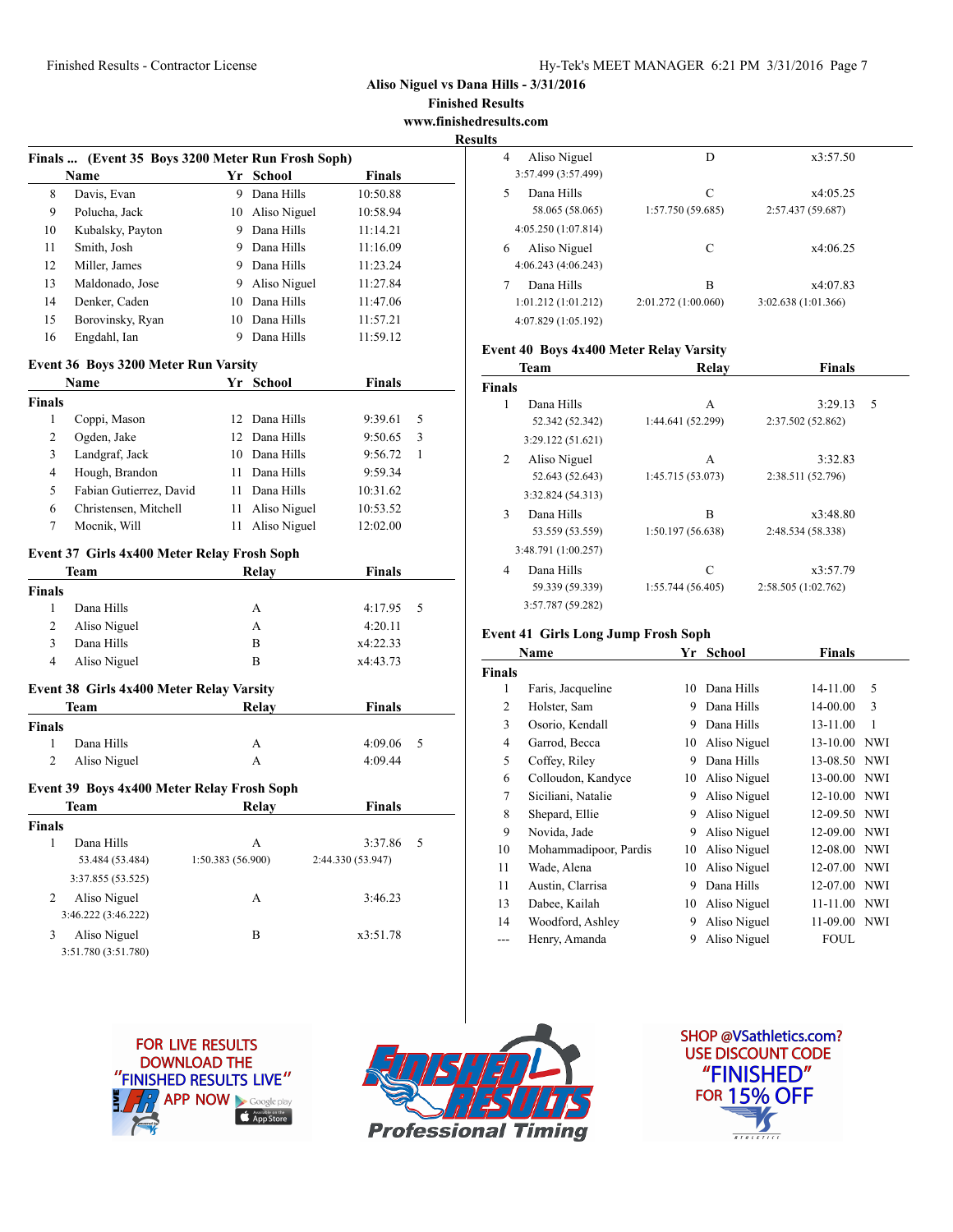Aliso Niguel vs Dana Hills - 3/31/2016
Finished Results
www.finishedresults.com

## Results

### Finals ... (Event 35 Boys 3200 Meter Run Frosh Soph)

| | Name | Yr | School | Finals |
|---|---|---|---|---|
| 8 | Davis, Evan | 9 | Dana Hills | 10:50.88 |
| 9 | Polucha, Jack | 10 | Aliso Niguel | 10:58.94 |
| 10 | Kubalsky, Payton | 9 | Dana Hills | 11:14.21 |
| 11 | Smith, Josh | 9 | Dana Hills | 11:16.09 |
| 12 | Miller, James | 9 | Dana Hills | 11:23.24 |
| 13 | Maldonado, Jose | 9 | Aliso Niguel | 11:27.84 |
| 14 | Denker, Caden | 10 | Dana Hills | 11:47.06 |
| 15 | Borovinsky, Ryan | 10 | Dana Hills | 11:57.21 |
| 16 | Engdahl, Ian | 9 | Dana Hills | 11:59.12 |

### Event 36 Boys 3200 Meter Run Varsity

| | Name | Yr | School | Finals | |
|---|---|---|---|---|---|
| **Finals** | | | | | |
| 1 | Coppi, Mason | 12 | Dana Hills | 9:39.61 | 5 |
| 2 | Ogden, Jake | 12 | Dana Hills | 9:50.65 | 3 |
| 3 | Landgraf, Jack | 10 | Dana Hills | 9:56.72 | 1 |
| 4 | Hough, Brandon | 11 | Dana Hills | 9:59.34 | |
| 5 | Fabian Gutierrez, David | 11 | Dana Hills | 10:31.62 | |
| 6 | Christensen, Mitchell | 11 | Aliso Niguel | 10:53.52 | |
| 7 | Mocnik, Will | 11 | Aliso Niguel | 12:02.00 | |

### Event 37 Girls 4x400 Meter Relay Frosh Soph

| | Team | Relay | Finals | |
|---|---|---|---|---|
| **Finals** | | | | |
| 1 | Dana Hills | A | 4:17.95 | 5 |
| 2 | Aliso Niguel | A | 4:20.11 | |
| 3 | Dana Hills | B | x4:22.33 | |
| 4 | Aliso Niguel | B | x4:43.73 | |

### Event 38 Girls 4x400 Meter Relay Varsity

| | Team | Relay | Finals | |
|---|---|---|---|---|
| **Finals** | | | | |
| 1 | Dana Hills | A | 4:09.06 | 5 |
| 2 | Aliso Niguel | A | 4:09.44 | |

### Event 39 Boys 4x400 Meter Relay Frosh Soph

| | Team | Relay | Finals | |
|---|---|---|---|---|
| **Finals** | | | | |
| 1 | Dana Hills | A | 3:37.86 | 5 |
| | 53.484 (53.484) | 1:50.383 (56.900) | 2:44.330 (53.947) | |
| | 3:37.855 (53.525) | | | |
| 2 | Aliso Niguel | A | 3:46.23 | |
| | 3:46.222 (3:46.222) | | | |
| 3 | Aliso Niguel | B | x3:51.78 | |
| | 3:51.780 (3:51.780) | | | |
| 4 | Aliso Niguel | D | x3:57.50 | |
| | 3:57.499 (3:57.499) | | | |
| 5 | Dana Hills | C | x4:05.25 | |
| | 58.065 (58.065) | 1:57.750 (59.685) | 2:57.437 (59.687) | |
| | 4:05.250 (1:07.814) | | | |
| 6 | Aliso Niguel | C | x4:06.25 | |
| | 4:06.243 (4:06.243) | | | |
| 7 | Dana Hills | B | x4:07.83 | |
| | 1:01.212 (1:01.212) | 2:01.272 (1:00.060) | 3:02.638 (1:01.366) | |
| | 4:07.829 (1:05.192) | | | |

### Event 40 Boys 4x400 Meter Relay Varsity

| | Team | Relay | Finals | |
|---|---|---|---|---|
| **Finals** | | | | |
| 1 | Dana Hills | A | 3:29.13 | 5 |
| | 52.342 (52.342) | 1:44.641 (52.299) | 2:37.502 (52.862) | |
| | 3:29.122 (51.621) | | | |
| 2 | Aliso Niguel | A | 3:32.83 | |
| | 52.643 (52.643) | 1:45.715 (53.073) | 2:38.511 (52.796) | |
| | 3:32.824 (54.313) | | | |
| 3 | Dana Hills | B | x3:48.80 | |
| | 53.559 (53.559) | 1:50.197 (56.638) | 2:48.534 (58.338) | |
| | 3:48.791 (1:00.257) | | | |
| 4 | Dana Hills | C | x3:57.79 | |
| | 59.339 (59.339) | 1:55.744 (56.405) | 2:58.505 (1:02.762) | |
| | 3:57.787 (59.282) | | | |

### Event 41 Girls Long Jump Frosh Soph

| | Name | Yr | School | Finals | |
|---|---|---|---|---|---|
| **Finals** | | | | | |
| 1 | Faris, Jacqueline | 10 | Dana Hills | 14-11.00 | 5 |
| 2 | Holster, Sam | 9 | Dana Hills | 14-00.00 | 3 |
| 3 | Osorio, Kendall | 9 | Dana Hills | 13-11.00 | 1 |
| 4 | Garrod, Becca | 10 | Aliso Niguel | 13-10.00 | NWI |
| 5 | Coffey, Riley | 9 | Dana Hills | 13-08.50 | NWI |
| 6 | Colloudon, Kandyce | 10 | Aliso Niguel | 13-00.00 | NWI |
| 7 | Siciliani, Natalie | 9 | Aliso Niguel | 12-10.00 | NWI |
| 8 | Shepard, Ellie | 9 | Aliso Niguel | 12-09.50 | NWI |
| 9 | Novida, Jade | 9 | Aliso Niguel | 12-09.00 | NWI |
| 10 | Mohammadipoor, Pardis | 10 | Aliso Niguel | 12-08.00 | NWI |
| 11 | Wade, Alena | 10 | Aliso Niguel | 12-07.00 | NWI |
| 11 | Austin, Clarrisa | 9 | Dana Hills | 12-07.00 | NWI |
| 13 | Dabee, Kailah | 10 | Aliso Niguel | 11-11.00 | NWI |
| 14 | Woodford, Ashley | 9 | Aliso Niguel | 11-09.00 | NWI |
| --- | Henry, Amanda | 9 | Aliso Niguel | FOUL | |

FOR LIVE RESULTS DOWNLOAD THE "FINISHED RESULTS LIVE" APP NOW

SHOP @VSathletics.com? USE DISCOUNT CODE "FINISHED" FOR 15% OFF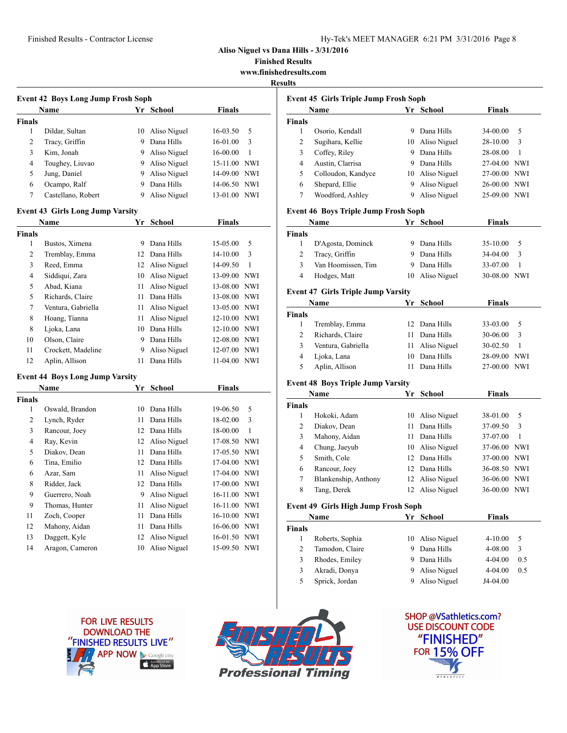Aliso Niguel vs Dana Hills - 3/31/2016

Finished Results

www.finishedresults.com

**Results**

### Event 42 Boys Long Jump Frosh Soph

| | Name | Yr | School | Finals | |
|---|---|---|---|---|---|
| **Finals** | | | | | |
| 1 | Dildar, Sultan | 10 | Aliso Niguel | 16-03.50 | 5 |
| 2 | Tracy, Griffin | 9 | Dana Hills | 16-01.00 | 3 |
| 3 | Kim, Jonah | 9 | Aliso Niguel | 16-00.00 | 1 |
| 4 | Toughey, Liuvao | 9 | Aliso Niguel | 15-11.00 | NWI |
| 5 | Jung, Daniel | 9 | Aliso Niguel | 14-09.00 | NWI |
| 6 | Ocampo, Ralf | 9 | Dana Hills | 14-06.50 | NWI |
| 7 | Castellano, Robert | 9 | Aliso Niguel | 13-01.00 | NWI |

### Event 43 Girls Long Jump Varsity

| | Name | Yr | School | Finals | |
|---|---|---|---|---|---|
| **Finals** | | | | | |
| 1 | Bustos, Ximena | 9 | Dana Hills | 15-05.00 | 5 |
| 2 | Tremblay, Emma | 12 | Dana Hills | 14-10.00 | 3 |
| 3 | Reed, Emma | 12 | Aliso Niguel | 14-09.50 | 1 |
| 4 | Siddiqui, Zara | 10 | Aliso Niguel | 13-09.00 | NWI |
| 5 | Abad, Kiana | 11 | Aliso Niguel | 13-08.00 | NWI |
| 5 | Richards, Claire | 11 | Dana Hills | 13-08.00 | NWI |
| 7 | Ventura, Gabriella | 11 | Aliso Niguel | 13-05.00 | NWI |
| 8 | Hoang, Tianna | 11 | Aliso Niguel | 12-10.00 | NWI |
| 8 | Ljoka, Lana | 10 | Dana Hills | 12-10.00 | NWI |
| 10 | Olson, Claire | 9 | Dana Hills | 12-08.00 | NWI |
| 11 | Crockett, Madeline | 9 | Aliso Niguel | 12-07.00 | NWI |
| 12 | Aplin, Allison | 11 | Dana Hills | 11-04.00 | NWI |

### Event 44 Boys Long Jump Varsity

| | Name | Yr | School | Finals | |
|---|---|---|---|---|---|
| **Finals** | | | | | |
| 1 | Oswald, Brandon | 10 | Dana Hills | 19-06.50 | 5 |
| 2 | Lynch, Ryder | 11 | Dana Hills | 18-02.00 | 3 |
| 3 | Rancour, Joey | 12 | Dana Hills | 18-00.00 | 1 |
| 4 | Ray, Kevin | 12 | Aliso Niguel | 17-08.50 | NWI |
| 5 | Diakov, Dean | 11 | Dana Hills | 17-05.50 | NWI |
| 6 | Tina, Emilio | 12 | Dana Hills | 17-04.00 | NWI |
| 6 | Azar, Sam | 11 | Aliso Niguel | 17-04.00 | NWI |
| 8 | Ridder, Jack | 12 | Dana Hills | 17-00.00 | NWI |
| 9 | Guerrero, Noah | 9 | Aliso Niguel | 16-11.00 | NWI |
| 9 | Thomas, Hunter | 11 | Aliso Niguel | 16-11.00 | NWI |
| 11 | Zoch, Cooper | 11 | Dana Hills | 16-10.00 | NWI |
| 12 | Mahony, Aidan | 11 | Dana Hills | 16-06.00 | NWI |
| 13 | Daggett, Kyle | 12 | Aliso Niguel | 16-01.50 | NWI |
| 14 | Aragon, Cameron | 10 | Aliso Niguel | 15-09.50 | NWI |

### Event 45 Girls Triple Jump Frosh Soph

| | Name | Yr | School | Finals | |
|---|---|---|---|---|---|
| **Finals** | | | | | |
| 1 | Osorio, Kendall | 9 | Dana Hills | 34-00.00 | 5 |
| 2 | Sugihara, Kellie | 10 | Aliso Niguel | 28-10.00 | 3 |
| 3 | Coffey, Riley | 9 | Dana Hills | 28-08.00 | 1 |
| 4 | Austin, Clarrisa | 9 | Dana Hills | 27-04.00 | NWI |
| 5 | Colloudon, Kandyce | 10 | Aliso Niguel | 27-00.00 | NWI |
| 6 | Shepard, Ellie | 9 | Aliso Niguel | 26-00.00 | NWI |
| 7 | Woodford, Ashley | 9 | Aliso Niguel | 25-09.00 | NWI |

### Event 46 Boys Triple Jump Frosh Soph

| | Name | Yr | School | Finals | |
|---|---|---|---|---|---|
| **Finals** | | | | | |
| 1 | D'Agosta, Dominck | 9 | Dana Hills | 35-10.00 | 5 |
| 2 | Tracy, Griffin | 9 | Dana Hills | 34-04.00 | 3 |
| 3 | Van Hoomissen, Tim | 9 | Dana Hills | 33-07.00 | 1 |
| 4 | Hodges, Matt | 10 | Aliso Niguel | 30-08.00 | NWI |

### Event 47 Girls Triple Jump Varsity

| | Name | Yr | School | Finals | |
|---|---|---|---|---|---|
| **Finals** | | | | | |
| 1 | Tremblay, Emma | 12 | Dana Hills | 33-03.00 | 5 |
| 2 | Richards, Claire | 11 | Dana Hills | 30-06.00 | 3 |
| 3 | Ventura, Gabriella | 11 | Aliso Niguel | 30-02.50 | 1 |
| 4 | Ljoka, Lana | 10 | Dana Hills | 28-09.00 | NWI |
| 5 | Aplin, Allison | 11 | Dana Hills | 27-00.00 | NWI |

### Event 48 Boys Triple Jump Varsity

| | Name | Yr | School | Finals | |
|---|---|---|---|---|---|
| **Finals** | | | | | |
| 1 | Hokoki, Adam | 10 | Aliso Niguel | 38-01.00 | 5 |
| 2 | Diakov, Dean | 11 | Dana Hills | 37-09.50 | 3 |
| 3 | Mahony, Aidan | 11 | Dana Hills | 37-07.00 | 1 |
| 4 | Chung, Jaeyub | 10 | Aliso Niguel | 37-06.00 | NWI |
| 5 | Smith, Cole | 12 | Dana Hills | 37-00.00 | NWI |
| 6 | Rancour, Joey | 12 | Dana Hills | 36-08.50 | NWI |
| 7 | Blankenship, Anthony | 12 | Aliso Niguel | 36-06.00 | NWI |
| 8 | Tang, Derek | 12 | Aliso Niguel | 36-00.00 | NWI |

### Event 49 Girls High Jump Frosh Soph

| | Name | Yr | School | Finals | |
|---|---|---|---|---|---|
| **Finals** | | | | | |
| 1 | Roberts, Sophia | 10 | Aliso Niguel | 4-10.00 | 5 |
| 2 | Tamodon, Claire | 9 | Dana Hills | 4-08.00 | 3 |
| 3 | Rhodes, Emiley | 9 | Dana Hills | 4-04.00 | 0.5 |
| 3 | Akradi, Donya | 9 | Aliso Niguel | 4-04.00 | 0.5 |
| 5 | Sprick, Jordan | 9 | Aliso Niguel | J4-04.00 | |

FOR LIVE RESULTS DOWNLOAD THE "FINISHED RESULTS LIVE" APP NOW

Finished Results Professional Timing

SHOP @VSathletics.com? USE DISCOUNT CODE "FINISHED" FOR 15% OFF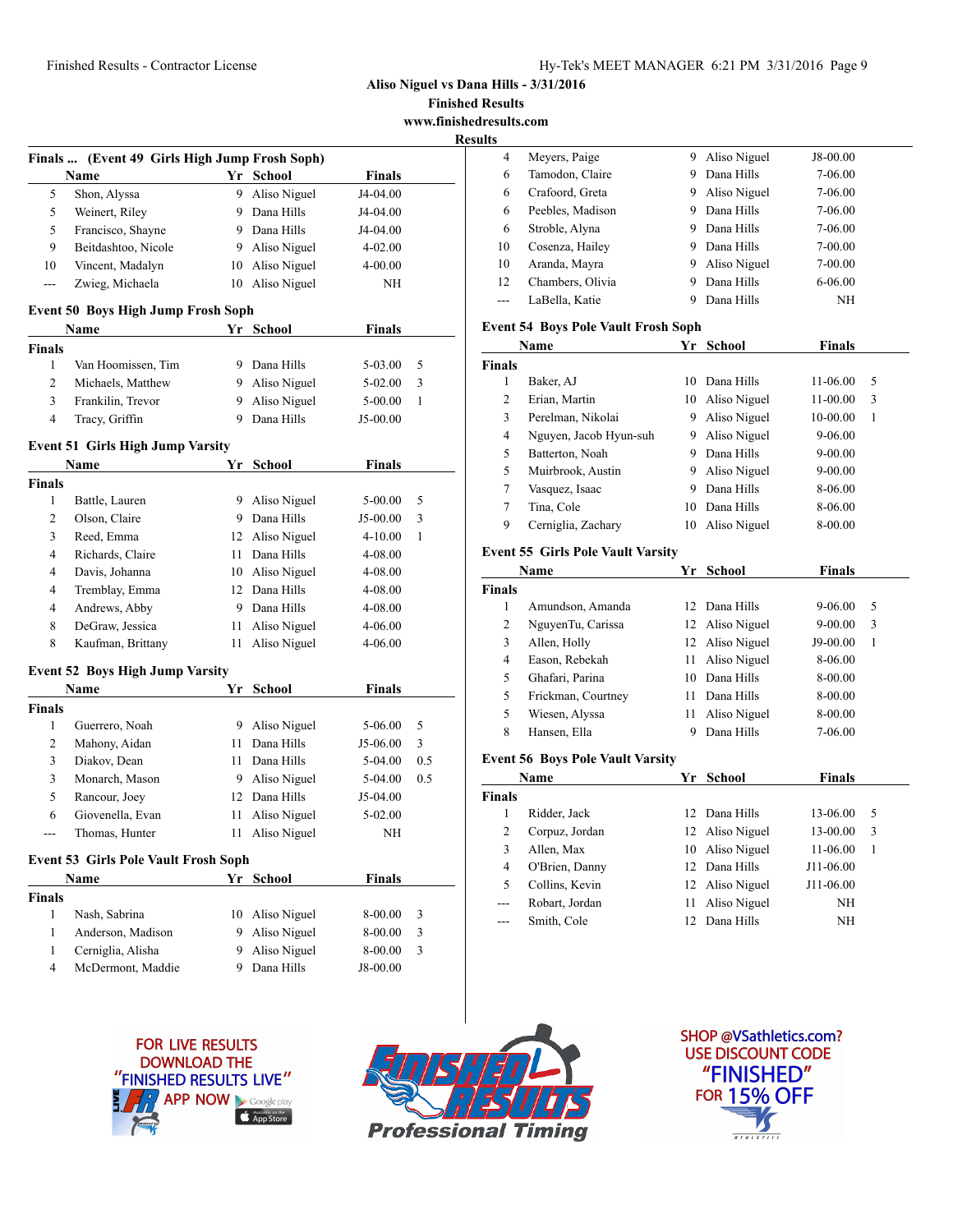Aliso Niguel vs Dana Hills - 3/31/2016

Finished Results

www.finishedresults.com

**Results**

### Finals ... (Event 49 Girls High Jump Frosh Soph)

| | Name | Yr | School | Finals | |
|---|---|---|---|---|---|
| 5 | Shon, Alyssa | 9 | Aliso Niguel | J4-04.00 | |
| 5 | Weinert, Riley | 9 | Dana Hills | J4-04.00 | |
| 5 | Francisco, Shayne | 9 | Dana Hills | J4-04.00 | |
| 9 | Beitdashtoo, Nicole | 9 | Aliso Niguel | 4-02.00 | |
| 10 | Vincent, Madalyn | 10 | Aliso Niguel | 4-00.00 | |
| --- | Zwieg, Michaela | 10 | Aliso Niguel | NH | |

### Event 50 Boys High Jump Frosh Soph

| | Name | Yr | School | Finals | |
|---|---|---|---|---|---|
| **Finals** | | | | | |
| 1 | Van Hoomissen, Tim | 9 | Dana Hills | 5-03.00 | 5 |
| 2 | Michaels, Matthew | 9 | Aliso Niguel | 5-02.00 | 3 |
| 3 | Frankilin, Trevor | 9 | Aliso Niguel | 5-00.00 | 1 |
| 4 | Tracy, Griffin | 9 | Dana Hills | J5-00.00 | |

### Event 51 Girls High Jump Varsity

| | Name | Yr | School | Finals | |
|---|---|---|---|---|---|
| **Finals** | | | | | |
| 1 | Battle, Lauren | 9 | Aliso Niguel | 5-00.00 | 5 |
| 2 | Olson, Claire | 9 | Dana Hills | J5-00.00 | 3 |
| 3 | Reed, Emma | 12 | Aliso Niguel | 4-10.00 | 1 |
| 4 | Richards, Claire | 11 | Dana Hills | 4-08.00 | |
| 4 | Davis, Johanna | 10 | Aliso Niguel | 4-08.00 | |
| 4 | Tremblay, Emma | 12 | Dana Hills | 4-08.00 | |
| 4 | Andrews, Abby | 9 | Dana Hills | 4-08.00 | |
| 8 | DeGraw, Jessica | 11 | Aliso Niguel | 4-06.00 | |
| 8 | Kaufman, Brittany | 11 | Aliso Niguel | 4-06.00 | |

### Event 52 Boys High Jump Varsity

| | Name | Yr | School | Finals | |
|---|---|---|---|---|---|
| **Finals** | | | | | |
| 1 | Guerrero, Noah | 9 | Aliso Niguel | 5-06.00 | 5 |
| 2 | Mahony, Aidan | 11 | Dana Hills | J5-06.00 | 3 |
| 3 | Diakov, Dean | 11 | Dana Hills | 5-04.00 | 0.5 |
| 3 | Monarch, Mason | 9 | Aliso Niguel | 5-04.00 | 0.5 |
| 5 | Rancour, Joey | 12 | Dana Hills | J5-04.00 | |
| 6 | Giovenella, Evan | 11 | Aliso Niguel | 5-02.00 | |
| --- | Thomas, Hunter | 11 | Aliso Niguel | NH | |

### Event 53 Girls Pole Vault Frosh Soph

| | Name | Yr | School | Finals | |
|---|---|---|---|---|---|
| **Finals** | | | | | |
| 1 | Nash, Sabrina | 10 | Aliso Niguel | 8-00.00 | 3 |
| 1 | Anderson, Madison | 9 | Aliso Niguel | 8-00.00 | 3 |
| 1 | Cerniglia, Alisha | 9 | Aliso Niguel | 8-00.00 | 3 |
| 4 | McDermont, Maddie | 9 | Dana Hills | J8-00.00 | |
| 4 | Meyers, Paige | 9 | Aliso Niguel | J8-00.00 | |
| 6 | Tamodon, Claire | 9 | Dana Hills | 7-06.00 | |
| 6 | Crafoord, Greta | 9 | Aliso Niguel | 7-06.00 | |
| 6 | Peebles, Madison | 9 | Dana Hills | 7-06.00 | |
| 6 | Stroble, Alyna | 9 | Dana Hills | 7-06.00 | |
| 10 | Cosenza, Hailey | 9 | Dana Hills | 7-00.00 | |
| 10 | Aranda, Mayra | 9 | Aliso Niguel | 7-00.00 | |
| 12 | Chambers, Olivia | 9 | Dana Hills | 6-06.00 | |
| --- | LaBella, Katie | 9 | Dana Hills | NH | |

### Event 54 Boys Pole Vault Frosh Soph

| | Name | Yr | School | Finals | |
|---|---|---|---|---|---|
| **Finals** | | | | | |
| 1 | Baker, AJ | 10 | Dana Hills | 11-06.00 | 5 |
| 2 | Erian, Martin | 10 | Aliso Niguel | 11-00.00 | 3 |
| 3 | Perelman, Nikolai | 9 | Aliso Niguel | 10-00.00 | 1 |
| 4 | Nguyen, Jacob Hyun-suh | 9 | Aliso Niguel | 9-06.00 | |
| 5 | Batterton, Noah | 9 | Dana Hills | 9-00.00 | |
| 5 | Muirbrook, Austin | 9 | Aliso Niguel | 9-00.00 | |
| 7 | Vasquez, Isaac | 9 | Dana Hills | 8-06.00 | |
| 7 | Tina, Cole | 10 | Dana Hills | 8-06.00 | |
| 9 | Cerniglia, Zachary | 10 | Aliso Niguel | 8-00.00 | |

### Event 55 Girls Pole Vault Varsity

| | Name | Yr | School | Finals | |
|---|---|---|---|---|---|
| **Finals** | | | | | |
| 1 | Amundson, Amanda | 12 | Dana Hills | 9-06.00 | 5 |
| 2 | NguyenTu, Carissa | 12 | Aliso Niguel | 9-00.00 | 3 |
| 3 | Allen, Holly | 12 | Aliso Niguel | J9-00.00 | 1 |
| 4 | Eason, Rebekah | 11 | Aliso Niguel | 8-06.00 | |
| 5 | Ghafari, Parina | 10 | Dana Hills | 8-00.00 | |
| 5 | Frickman, Courtney | 11 | Dana Hills | 8-00.00 | |
| 5 | Wiesen, Alyssa | 11 | Aliso Niguel | 8-00.00 | |
| 8 | Hansen, Ella | 9 | Dana Hills | 7-06.00 | |

### Event 56 Boys Pole Vault Varsity

| | Name | Yr | School | Finals | |
|---|---|---|---|---|---|
| **Finals** | | | | | |
| 1 | Ridder, Jack | 12 | Dana Hills | 13-06.00 | 5 |
| 2 | Corpuz, Jordan | 12 | Aliso Niguel | 13-00.00 | 3 |
| 3 | Allen, Max | 10 | Aliso Niguel | 11-06.00 | 1 |
| 4 | O'Brien, Danny | 12 | Dana Hills | J11-06.00 | |
| 5 | Collins, Kevin | 12 | Aliso Niguel | J11-06.00 | |
| --- | Robart, Jordan | 11 | Aliso Niguel | NH | |
| --- | Smith, Cole | 12 | Dana Hills | NH | |

FOR LIVE RESULTS DOWNLOAD THE "FINISHED RESULTS LIVE" APP NOW

SHOP @VSathletics.com? USE DISCOUNT CODE "FINISHED" FOR 15% OFF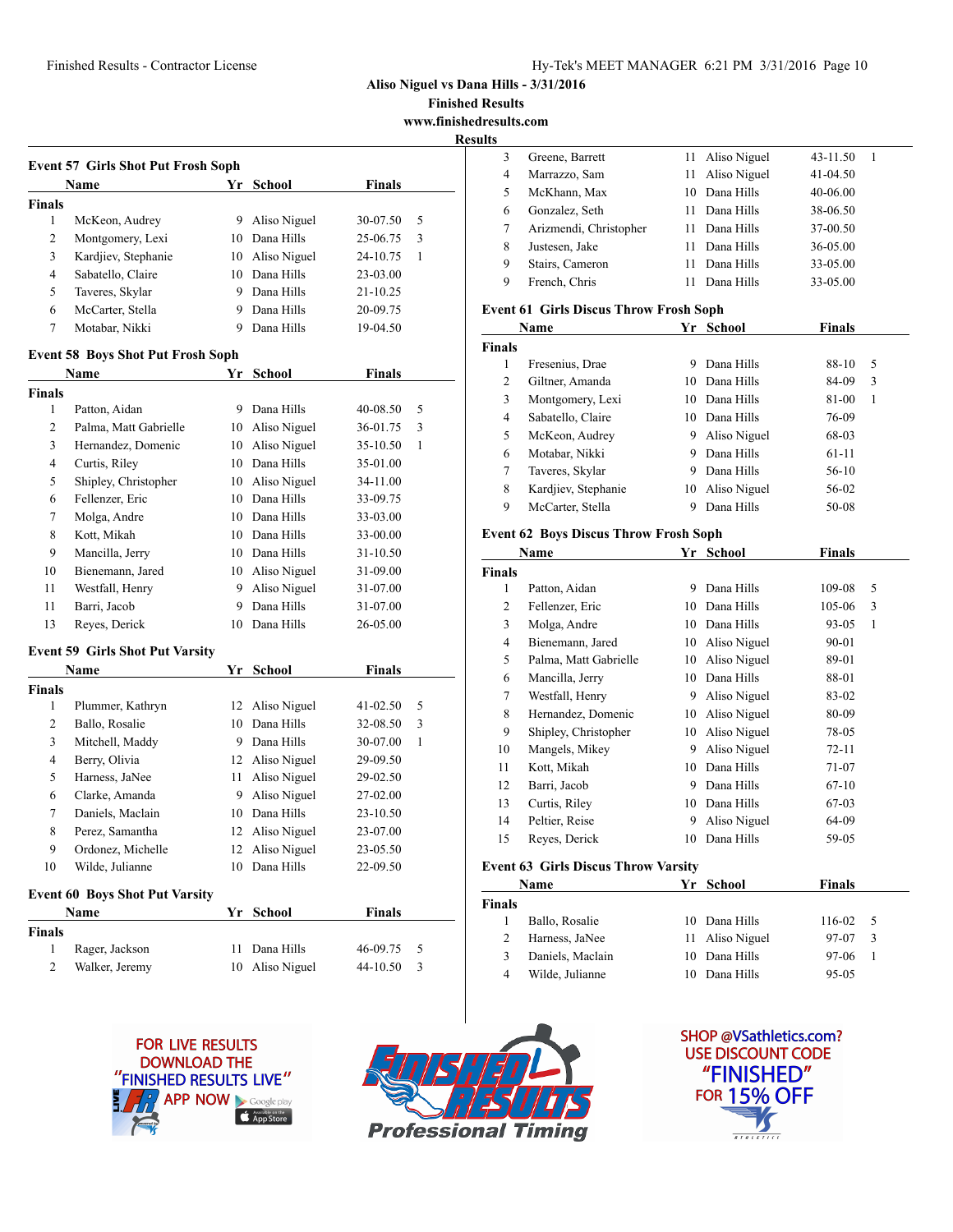# Aliso Niguel vs Dana Hills - 3/31/2016

## Finished Results

www.finishedresults.com

### Results

**Event 57 Girls Shot Put Frosh Soph**

| | Name | Yr | School | Finals | |
|---|---|---|---|---|---|
| **Finals** | | | | | |
| 1 | McKeon, Audrey | 9 | Aliso Niguel | 30-07.50 | 5 |
| 2 | Montgomery, Lexi | 10 | Dana Hills | 25-06.75 | 3 |
| 3 | Kardjiev, Stephanie | 10 | Aliso Niguel | 24-10.75 | 1 |
| 4 | Sabatello, Claire | 10 | Dana Hills | 23-03.00 | |
| 5 | Taveres, Skylar | 9 | Dana Hills | 21-10.25 | |
| 6 | McCarter, Stella | 9 | Dana Hills | 20-09.75 | |
| 7 | Motabar, Nikki | 9 | Dana Hills | 19-04.50 | |

**Event 58 Boys Shot Put Frosh Soph**

| | Name | Yr | School | Finals | |
|---|---|---|---|---|---|
| **Finals** | | | | | |
| 1 | Patton, Aidan | 9 | Dana Hills | 40-08.50 | 5 |
| 2 | Palma, Matt Gabrielle | 10 | Aliso Niguel | 36-01.75 | 3 |
| 3 | Hernandez, Domenic | 10 | Aliso Niguel | 35-10.50 | 1 |
| 4 | Curtis, Riley | 10 | Dana Hills | 35-01.00 | |
| 5 | Shipley, Christopher | 10 | Aliso Niguel | 34-11.00 | |
| 6 | Fellenzer, Eric | 10 | Dana Hills | 33-09.75 | |
| 7 | Molga, Andre | 10 | Dana Hills | 33-03.00 | |
| 8 | Kott, Mikah | 10 | Dana Hills | 33-00.00 | |
| 9 | Mancilla, Jerry | 10 | Dana Hills | 31-10.50 | |
| 10 | Bienemann, Jared | 10 | Aliso Niguel | 31-09.00 | |
| 11 | Westfall, Henry | 9 | Aliso Niguel | 31-07.00 | |
| 11 | Barri, Jacob | 9 | Dana Hills | 31-07.00 | |
| 13 | Reyes, Derick | 10 | Dana Hills | 26-05.00 | |

**Event 59 Girls Shot Put Varsity**

| | Name | Yr | School | Finals | |
|---|---|---|---|---|---|
| **Finals** | | | | | |
| 1 | Plummer, Kathryn | 12 | Aliso Niguel | 41-02.50 | 5 |
| 2 | Ballo, Rosalie | 10 | Dana Hills | 32-08.50 | 3 |
| 3 | Mitchell, Maddy | 9 | Dana Hills | 30-07.00 | 1 |
| 4 | Berry, Olivia | 12 | Aliso Niguel | 29-09.50 | |
| 5 | Harness, JaNee | 11 | Aliso Niguel | 29-02.50 | |
| 6 | Clarke, Amanda | 9 | Aliso Niguel | 27-02.00 | |
| 7 | Daniels, Maclain | 10 | Dana Hills | 23-10.50 | |
| 8 | Perez, Samantha | 12 | Aliso Niguel | 23-07.00 | |
| 9 | Ordonez, Michelle | 12 | Aliso Niguel | 23-05.50 | |
| 10 | Wilde, Julianne | 10 | Dana Hills | 22-09.50 | |

**Event 60 Boys Shot Put Varsity**

| | Name | Yr | School | Finals | |
|---|---|---|---|---|---|
| **Finals** | | | | | |
| 1 | Rager, Jackson | 11 | Dana Hills | 46-09.75 | 5 |
| 2 | Walker, Jeremy | 10 | Aliso Niguel | 44-10.50 | 3 |
| 3 | Greene, Barrett | 11 | Aliso Niguel | 43-11.50 | 1 |
| 4 | Marrazzo, Sam | 11 | Aliso Niguel | 41-04.50 | |
| 5 | McKhann, Max | 10 | Dana Hills | 40-06.00 | |
| 6 | Gonzalez, Seth | 11 | Dana Hills | 38-06.50 | |
| 7 | Arizmendi, Christopher | 11 | Dana Hills | 37-00.50 | |
| 8 | Justesen, Jake | 11 | Dana Hills | 36-05.00 | |
| 9 | Stairs, Cameron | 11 | Dana Hills | 33-05.00 | |
| 9 | French, Chris | 11 | Dana Hills | 33-05.00 | |

**Event 61 Girls Discus Throw Frosh Soph**

| | Name | Yr | School | Finals | |
|---|---|---|---|---|---|
| **Finals** | | | | | |
| 1 | Fresenius, Drae | 9 | Dana Hills | 88-10 | 5 |
| 2 | Giltner, Amanda | 10 | Dana Hills | 84-09 | 3 |
| 3 | Montgomery, Lexi | 10 | Dana Hills | 81-00 | 1 |
| 4 | Sabatello, Claire | 10 | Dana Hills | 76-09 | |
| 5 | McKeon, Audrey | 9 | Aliso Niguel | 68-03 | |
| 6 | Motabar, Nikki | 9 | Dana Hills | 61-11 | |
| 7 | Taveres, Skylar | 9 | Dana Hills | 56-10 | |
| 8 | Kardjiev, Stephanie | 10 | Aliso Niguel | 56-02 | |
| 9 | McCarter, Stella | 9 | Dana Hills | 50-08 | |

**Event 62 Boys Discus Throw Frosh Soph**

| | Name | Yr | School | Finals | |
|---|---|---|---|---|---|
| **Finals** | | | | | |
| 1 | Patton, Aidan | 9 | Dana Hills | 109-08 | 5 |
| 2 | Fellenzer, Eric | 10 | Dana Hills | 105-06 | 3 |
| 3 | Molga, Andre | 10 | Dana Hills | 93-05 | 1 |
| 4 | Bienemann, Jared | 10 | Aliso Niguel | 90-01 | |
| 5 | Palma, Matt Gabrielle | 10 | Aliso Niguel | 89-01 | |
| 6 | Mancilla, Jerry | 10 | Dana Hills | 88-01 | |
| 7 | Westfall, Henry | 9 | Aliso Niguel | 83-02 | |
| 8 | Hernandez, Domenic | 10 | Aliso Niguel | 80-09 | |
| 9 | Shipley, Christopher | 10 | Aliso Niguel | 78-05 | |
| 10 | Mangels, Mikey | 9 | Aliso Niguel | 72-11 | |
| 11 | Kott, Mikah | 10 | Dana Hills | 71-07 | |
| 12 | Barri, Jacob | 9 | Dana Hills | 67-10 | |
| 13 | Curtis, Riley | 10 | Dana Hills | 67-03 | |
| 14 | Peltier, Reise | 9 | Aliso Niguel | 64-09 | |
| 15 | Reyes, Derick | 10 | Dana Hills | 59-05 | |

**Event 63 Girls Discus Throw Varsity**

| | Name | Yr | School | Finals | |
|---|---|---|---|---|---|
| **Finals** | | | | | |
| 1 | Ballo, Rosalie | 10 | Dana Hills | 116-02 | 5 |
| 2 | Harness, JaNee | 11 | Aliso Niguel | 97-07 | 3 |
| 3 | Daniels, Maclain | 10 | Dana Hills | 97-06 | 1 |
| 4 | Wilde, Julianne | 10 | Dana Hills | 95-05 | |

FOR LIVE RESULTS DOWNLOAD THE "FINISHED RESULTS LIVE" APP NOW

SHOP @VSathletics.com? USE DISCOUNT CODE "FINISHED" FOR 15% OFF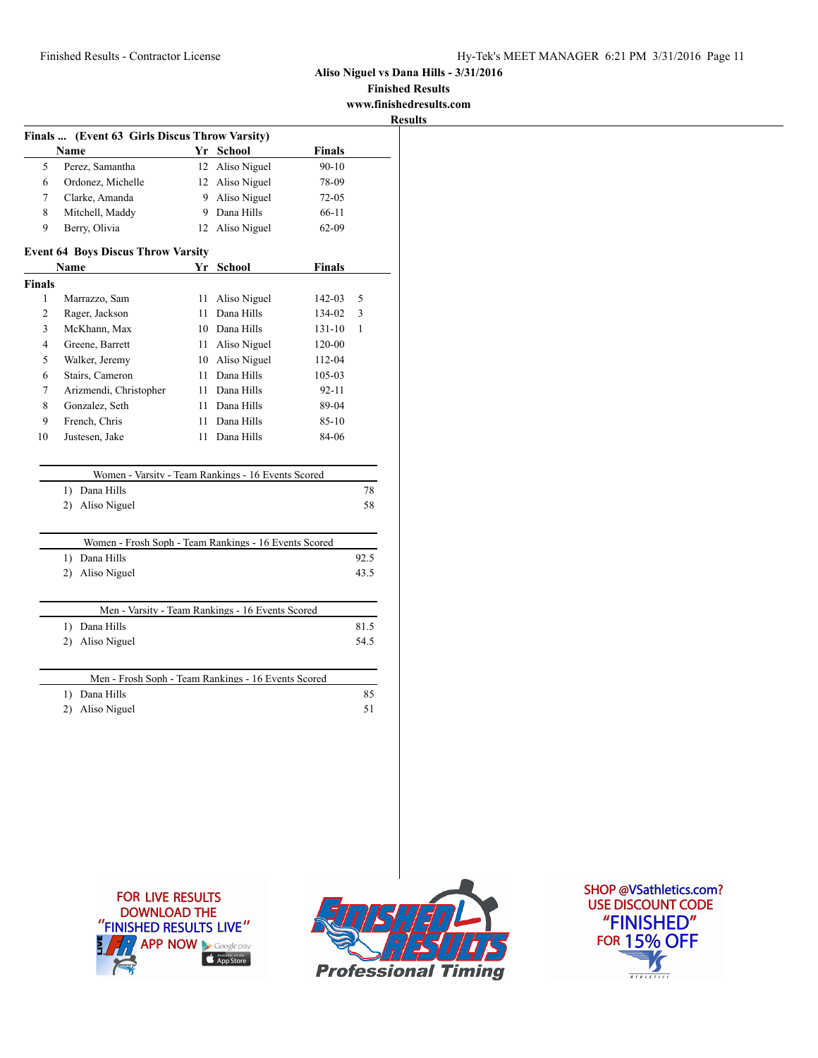Aliso Niguel vs Dana Hills - 3/31/2016
Finished Results
www.finishedresults.com
Results

**Finals ... (Event 63 Girls Discus Throw Varsity)**

| | Name | Yr | School | Finals |
|---|---|---|---|---|
| 5 | Perez, Samantha | 12 | Aliso Niguel | 90-10 |
| 6 | Ordonez, Michelle | 12 | Aliso Niguel | 78-09 |
| 7 | Clarke, Amanda | 9 | Aliso Niguel | 72-05 |
| 8 | Mitchell, Maddy | 9 | Dana Hills | 66-11 |
| 9 | Berry, Olivia | 12 | Aliso Niguel | 62-09 |

**Event 64 Boys Discus Throw Varsity**

| | Name | Yr | School | Finals | |
|---|---|---|---|---|---|
| **Finals** | | | | | |
| 1 | Marrazzo, Sam | 11 | Aliso Niguel | 142-03 | 5 |
| 2 | Rager, Jackson | 11 | Dana Hills | 134-02 | 3 |
| 3 | McKhann, Max | 10 | Dana Hills | 131-10 | 1 |
| 4 | Greene, Barrett | 11 | Aliso Niguel | 120-00 | |
| 5 | Walker, Jeremy | 10 | Aliso Niguel | 112-04 | |
| 6 | Stairs, Cameron | 11 | Dana Hills | 105-03 | |
| 7 | Arizmendi, Christopher | 11 | Dana Hills | 92-11 | |
| 8 | Gonzalez, Seth | 11 | Dana Hills | 89-04 | |
| 9 | French, Chris | 11 | Dana Hills | 85-10 | |
| 10 | Justesen, Jake | 11 | Dana Hills | 84-06 | |

| Women - Varsity - Team Rankings - 16 Events Scored | |
|---|---|
| 1) Dana Hills | 78 |
| 2) Aliso Niguel | 58 |

| Women - Frosh Soph - Team Rankings - 16 Events Scored | |
|---|---|
| 1) Dana Hills | 92.5 |
| 2) Aliso Niguel | 43.5 |

| Men - Varsity - Team Rankings - 16 Events Scored | |
|---|---|
| 1) Dana Hills | 81.5 |
| 2) Aliso Niguel | 54.5 |

| Men - Frosh Soph - Team Rankings - 16 Events Scored | |
|---|---|
| 1) Dana Hills | 85 |
| 2) Aliso Niguel | 51 |

FOR LIVE RESULTS DOWNLOAD THE "FINISHED RESULTS LIVE" APP NOW

FINISHED RESULTS Professional Timing

SHOP @VSathletics.com? USE DISCOUNT CODE "FINISHED" FOR 15% OFF